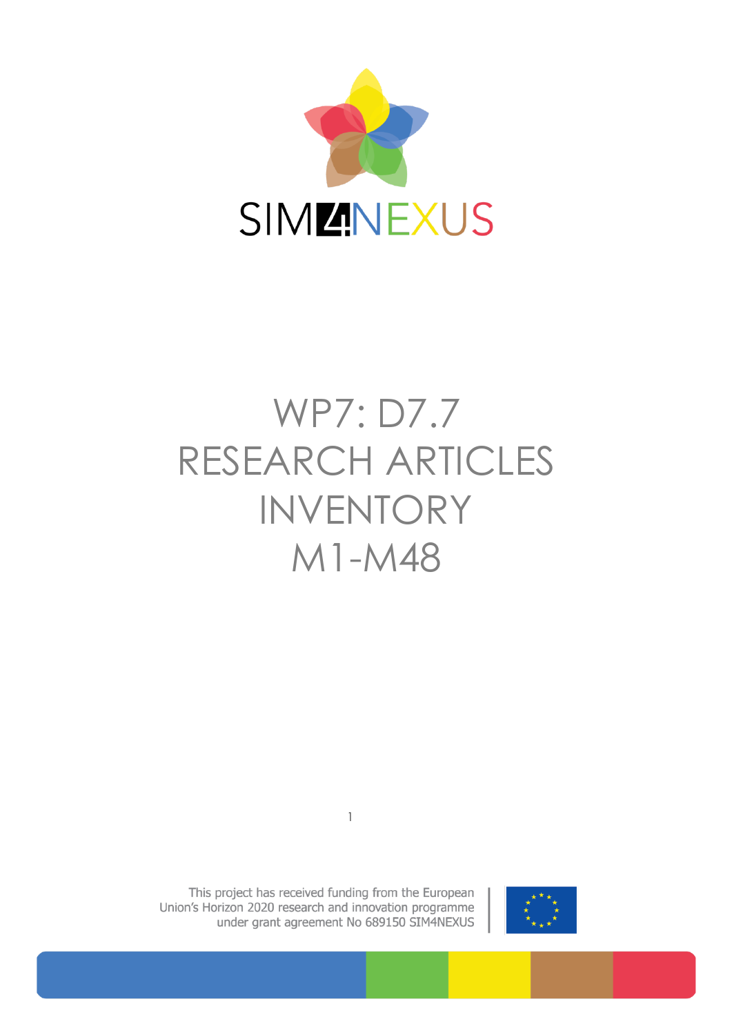SIM4NEXUS

# WP7: D7.7 RESEARCH ARTICLES INVENTORY M1-M48

This project has received funding from the European Union's Horizon 2020 research and innovation programme under grant agreement No 689150 SIM4NEXUS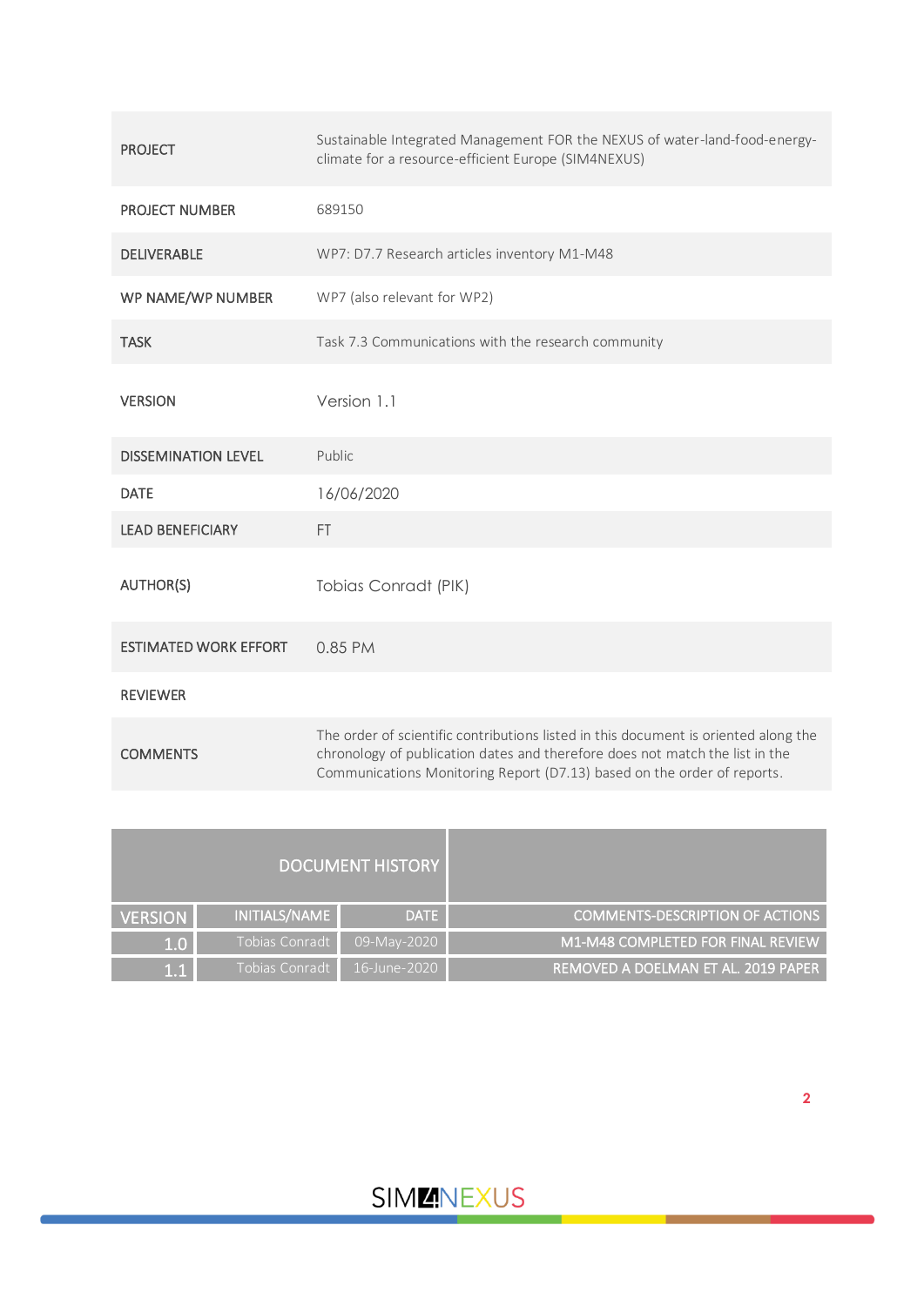| | |
|---|---|
| PROJECT | Sustainable Integrated Management FOR the NEXUS of water-land-food-energy-climate for a resource-efficient Europe (SIM4NEXUS) |
| PROJECT NUMBER | 689150 |
| DELIVERABLE | WP7: D7.7 Research articles inventory M1-M48 |
| WP NAME/WP NUMBER | WP7 (also relevant for WP2) |
| TASK | Task 7.3 Communications with the research community |
| VERSION | Version 1.1 |
| DISSEMINATION LEVEL | Public |
| DATE | 16/06/2020 |
| LEAD BENEFICIARY | FT |
| AUTHOR(S) | Tobias Conradt (PIK) |
| ESTIMATED WORK EFFORT | 0.85 PM |
| REVIEWER | |
| COMMENTS | The order of scientific contributions listed in this document is oriented along the chronology of publication dates and therefore does not match the list in the Communications Monitoring Report (D7.13) based on the order of reports. |

| DOCUMENT HISTORY | | | |
|---|---|---|---|
| VERSION | INITIALS/NAME | DATE | COMMENTS-DESCRIPTION OF ACTIONS |
| 1.0 | Tobias Conradt | 09-May-2020 | M1-M48 COMPLETED FOR FINAL REVIEW |
| 1.1 | Tobias Conradt | 16-June-2020 | REMOVED A DOELMAN ET AL. 2019 PAPER |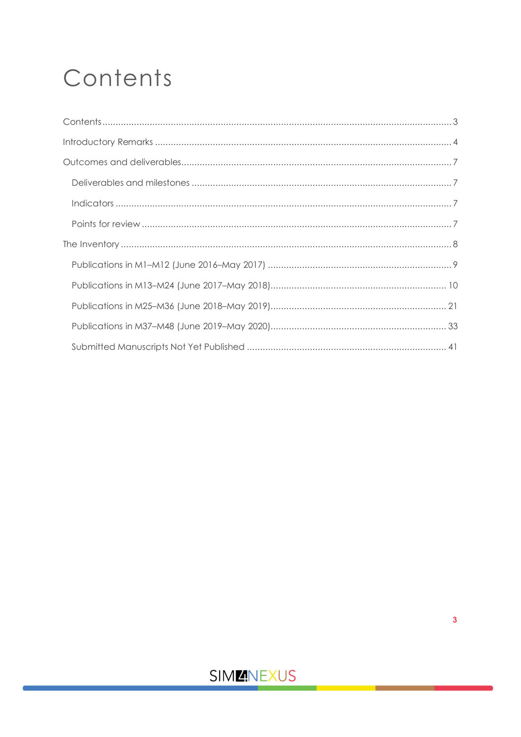# Contents

Contents ........................................................................................................................ 3

Introductory Remarks ....................................................................................................... 4

Outcomes and deliverables.............................................................................................. 7

- Deliverables and milestones ....................................................................................... 7
- Indicators .................................................................................................................... 7
- Points for review ......................................................................................................... 7

The Inventory .................................................................................................................. 8

- Publications in M1–M12 (June 2016–May 2017) ...................................................... 9
- Publications in M13–M24 (June 2017–May 2018)................................................... 10
- Publications in M25–M36 (June 2018–May 2019)................................................... 21
- Publications in M37–M48 (June 2019–May 2020)................................................... 33
- Submitted Manuscripts Not Yet Published .............................................................. 41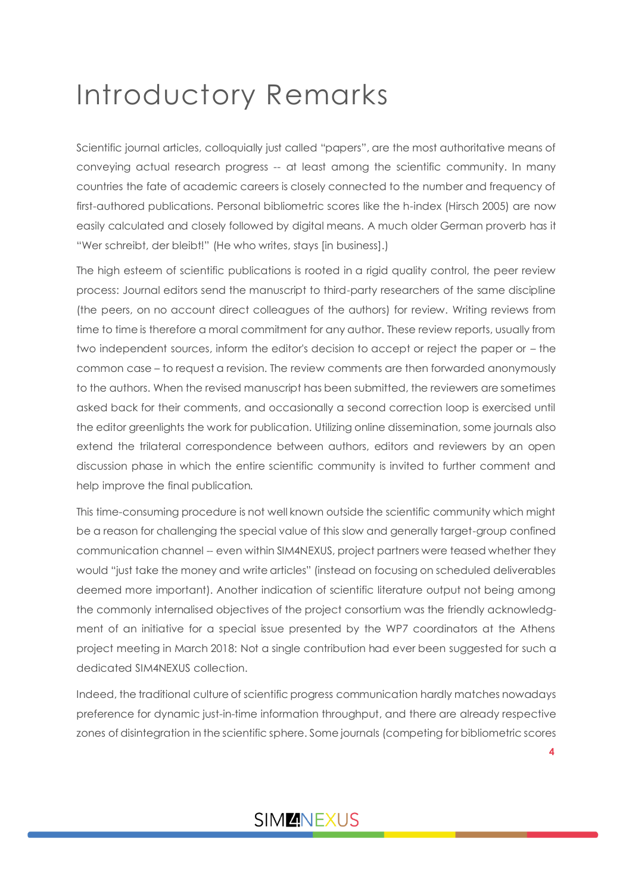# Introductory Remarks

Scientific journal articles, colloquially just called "papers", are the most authoritative means of conveying actual research progress -- at least among the scientific community. In many countries the fate of academic careers is closely connected to the number and frequency of first-authored publications. Personal bibliometric scores like the h-index (Hirsch 2005) are now easily calculated and closely followed by digital means. A much older German proverb has it "Wer schreibt, der bleibt!" (He who writes, stays [in business].)

The high esteem of scientific publications is rooted in a rigid quality control, the peer review process: Journal editors send the manuscript to third-party researchers of the same discipline (the peers, on no account direct colleagues of the authors) for review. Writing reviews from time to time is therefore a moral commitment for any author. These review reports, usually from two independent sources, inform the editor's decision to accept or reject the paper or – the common case – to request a revision. The review comments are then forwarded anonymously to the authors. When the revised manuscript has been submitted, the reviewers are sometimes asked back for their comments, and occasionally a second correction loop is exercised until the editor greenlights the work for publication. Utilizing online dissemination, some journals also extend the trilateral correspondence between authors, editors and reviewers by an open discussion phase in which the entire scientific community is invited to further comment and help improve the final publication.

This time-consuming procedure is not well known outside the scientific community which might be a reason for challenging the special value of this slow and generally target-group confined communication channel -- even within SIM4NEXUS, project partners were teased whether they would "just take the money and write articles" (instead on focusing on scheduled deliverables deemed more important). Another indication of scientific literature output not being among the commonly internalised objectives of the project consortium was the friendly acknowledgment of an initiative for a special issue presented by the WP7 coordinators at the Athens project meeting in March 2018: Not a single contribution had ever been suggested for such a dedicated SIM4NEXUS collection.

Indeed, the traditional culture of scientific progress communication hardly matches nowadays preference for dynamic just-in-time information throughput, and there are already respective zones of disintegration in the scientific sphere. Some journals (competing for bibliometric scores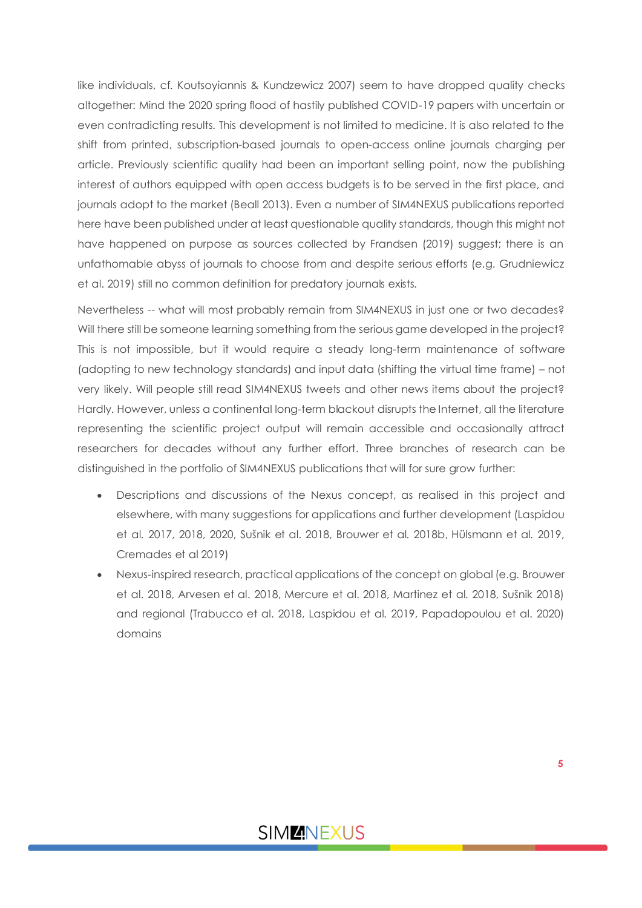like individuals, cf. Koutsoyiannis & Kundzewicz 2007) seem to have dropped quality checks altogether: Mind the 2020 spring flood of hastily published COVID-19 papers with uncertain or even contradicting results. This development is not limited to medicine. It is also related to the shift from printed, subscription-based journals to open-access online journals charging per article. Previously scientific quality had been an important selling point, now the publishing interest of authors equipped with open access budgets is to be served in the first place, and journals adopt to the market (Beall 2013). Even a number of SIM4NEXUS publications reported here have been published under at least questionable quality standards, though this might not have happened on purpose as sources collected by Frandsen (2019) suggest; there is an unfathomable abyss of journals to choose from and despite serious efforts (e.g. Grudniewicz et al. 2019) still no common definition for predatory journals exists.

Nevertheless -- what will most probably remain from SIM4NEXUS in just one or two decades? Will there still be someone learning something from the serious game developed in the project? This is not impossible, but it would require a steady long-term maintenance of software (adopting to new technology standards) and input data (shifting the virtual time frame) – not very likely. Will people still read SIM4NEXUS tweets and other news items about the project? Hardly. However, unless a continental long-term blackout disrupts the Internet, all the literature representing the scientific project output will remain accessible and occasionally attract researchers for decades without any further effort. Three branches of research can be distinguished in the portfolio of SIM4NEXUS publications that will for sure grow further:

- Descriptions and discussions of the Nexus concept, as realised in this project and elsewhere, with many suggestions for applications and further development (Laspidou et al. 2017, 2018, 2020, Sušnik et al. 2018, Brouwer et al. 2018b, Hülsmann et al. 2019, Cremades et al 2019)
- Nexus-inspired research, practical applications of the concept on global (e.g. Brouwer et al. 2018, Arvesen et al. 2018, Mercure et al. 2018, Martinez et al. 2018, Sušnik 2018) and regional (Trabucco et al. 2018, Laspidou et al. 2019, Papadopoulou et al. 2020) domains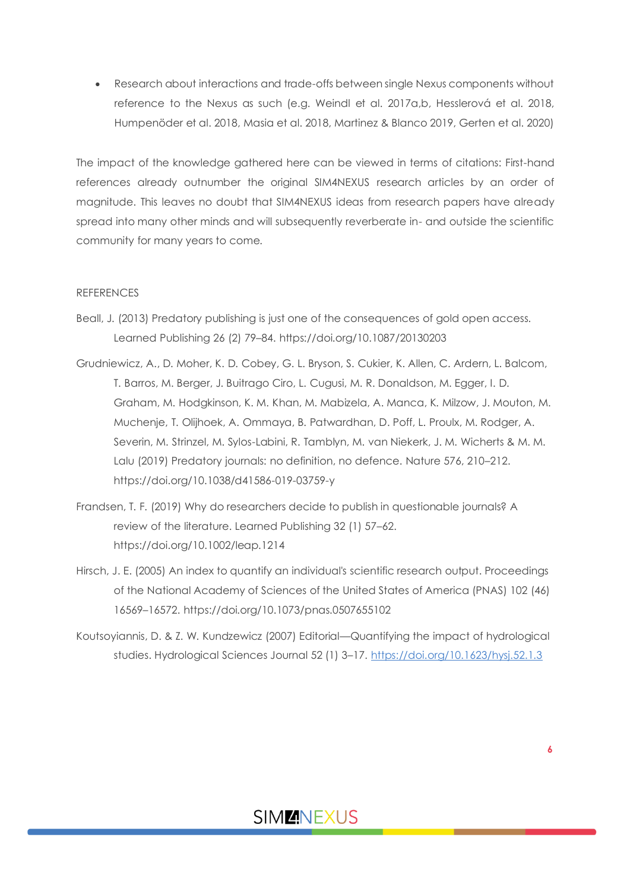- Research about interactions and trade-offs between single Nexus components without reference to the Nexus as such (e.g. Weindl et al. 2017a,b, Hesslerová et al. 2018, Humpenöder et al. 2018, Masia et al. 2018, Martinez & Blanco 2019, Gerten et al. 2020)

The impact of the knowledge gathered here can be viewed in terms of citations: First-hand references already outnumber the original SIM4NEXUS research articles by an order of magnitude. This leaves no doubt that SIM4NEXUS ideas from research papers have already spread into many other minds and will subsequently reverberate in- and outside the scientific community for many years to come.

REFERENCES

Beall, J. (2013) Predatory publishing is just one of the consequences of gold open access. Learned Publishing 26 (2) 79–84. https://doi.org/10.1087/20130203

Grudniewicz, A., D. Moher, K. D. Cobey, G. L. Bryson, S. Cukier, K. Allen, C. Ardern, L. Balcom, T. Barros, M. Berger, J. Buitrago Ciro, L. Cugusi, M. R. Donaldson, M. Egger, I. D. Graham, M. Hodgkinson, K. M. Khan, M. Mabizela, A. Manca, K. Milzow, J. Mouton, M. Muchenje, T. Olijhoek, A. Ommaya, B. Patwardhan, D. Poff, L. Proulx, M. Rodger, A. Severin, M. Strinzel, M. Sylos-Labini, R. Tamblyn, M. van Niekerk, J. M. Wicherts & M. M. Lalu (2019) Predatory journals: no definition, no defence. Nature 576, 210–212. https://doi.org/10.1038/d41586-019-03759-y

Frandsen, T. F. (2019) Why do researchers decide to publish in questionable journals? A review of the literature. Learned Publishing 32 (1) 57–62. https://doi.org/10.1002/leap.1214

Hirsch, J. E. (2005) An index to quantify an individual's scientific research output. Proceedings of the National Academy of Sciences of the United States of America (PNAS) 102 (46) 16569–16572. https://doi.org/10.1073/pnas.0507655102

Koutsoyiannis, D. & Z. W. Kundzewicz (2007) Editorial—Quantifying the impact of hydrological studies. Hydrological Sciences Journal 52 (1) 3–17. https://doi.org/10.1623/hysj.52.1.3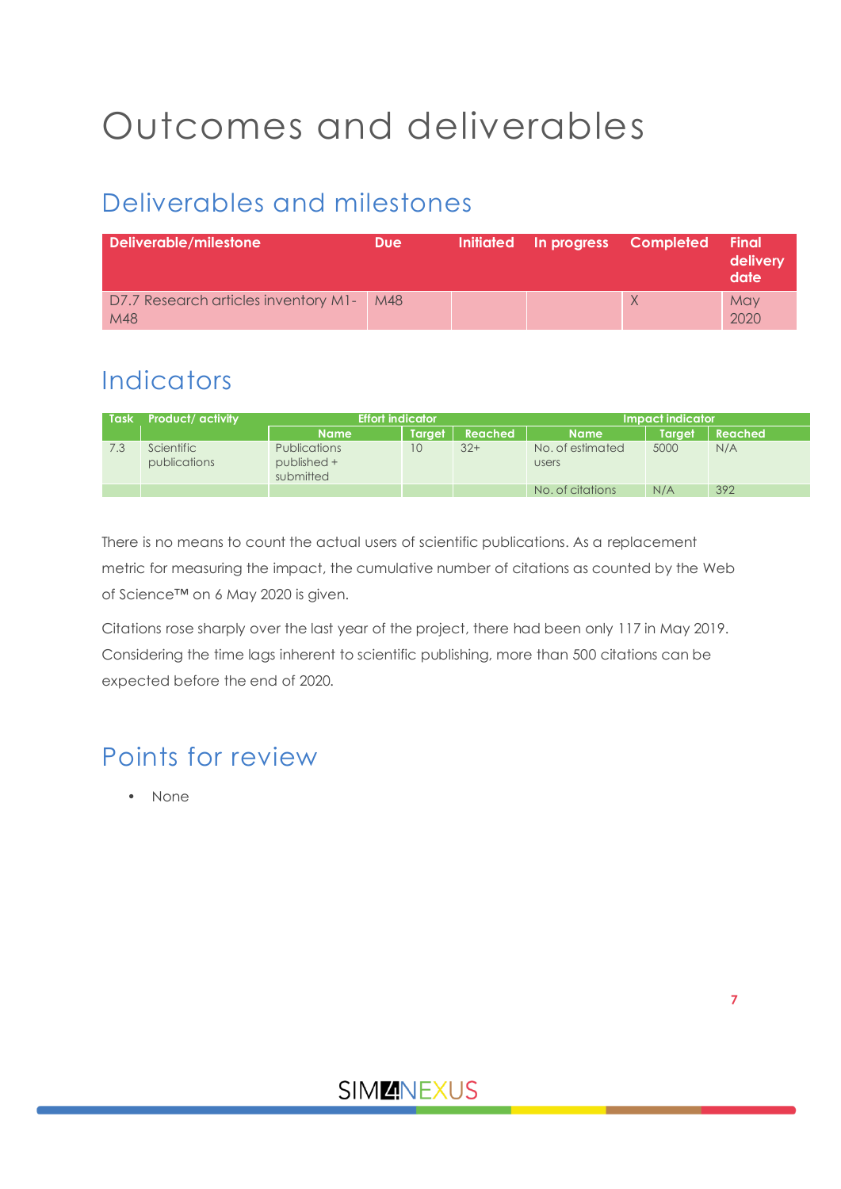# Outcomes and deliverables

## Deliverables and milestones

| Deliverable/milestone | Due | Initiated | In progress | Completed | Final delivery date |
|---|---|---|---|---|---|
| D7.7 Research articles inventory M1-M48 | M48 | | | X | May 2020 |

## Indicators

| Task | Product/ activity | Effort indicator | | | Impact indicator | | |
|---|---|---|---|---|---|---|---|
| | | Name | Target | Reached | Name | Target | Reached |
| 7.3 | Scientific publications | Publications published + submitted | 10 | 32+ | No. of estimated users | 5000 | N/A |
| | | | | | No. of citations | N/A | 392 |

There is no means to count the actual users of scientific publications. As a replacement metric for measuring the impact, the cumulative number of citations as counted by the Web of Science™ on 6 May 2020 is given.

Citations rose sharply over the last year of the project, there had been only 117 in May 2019. Considering the time lags inherent to scientific publishing, more than 500 citations can be expected before the end of 2020.

## Points for review

- None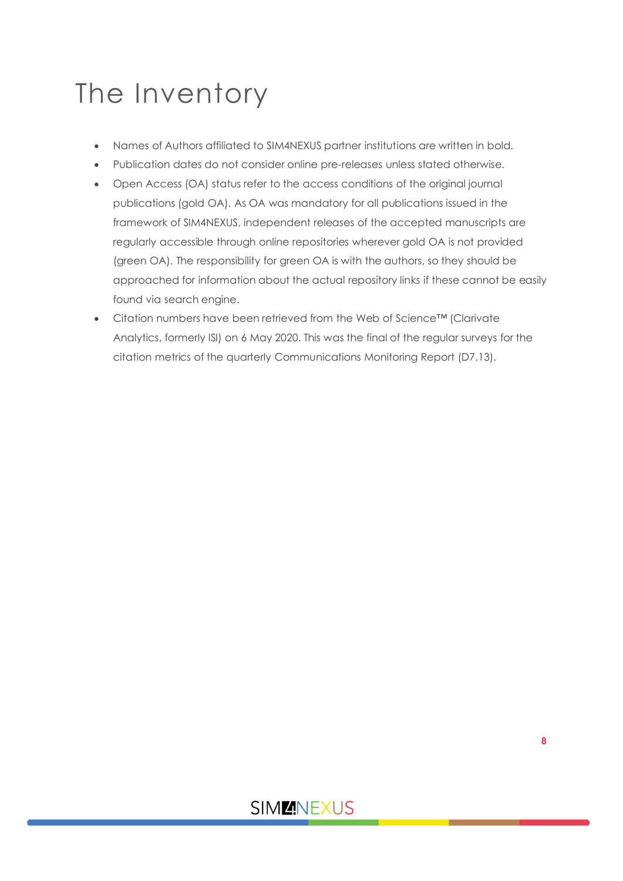# The Inventory

- Names of Authors affiliated to SIM4NEXUS partner institutions are written in bold.
- Publication dates do not consider online pre-releases unless stated otherwise.
- Open Access (OA) status refer to the access conditions of the original journal publications (gold OA). As OA was mandatory for all publications issued in the framework of SIM4NEXUS, independent releases of the accepted manuscripts are regularly accessible through online repositories wherever gold OA is not provided (green OA). The responsibility for green OA is with the authors, so they should be approached for information about the actual repository links if these cannot be easily found via search engine.
- Citation numbers have been retrieved from the Web of Science™ (Clarivate Analytics, formerly ISI) on 6 May 2020. This was the final of the regular surveys for the citation metrics of the quarterly Communications Monitoring Report (D7.13).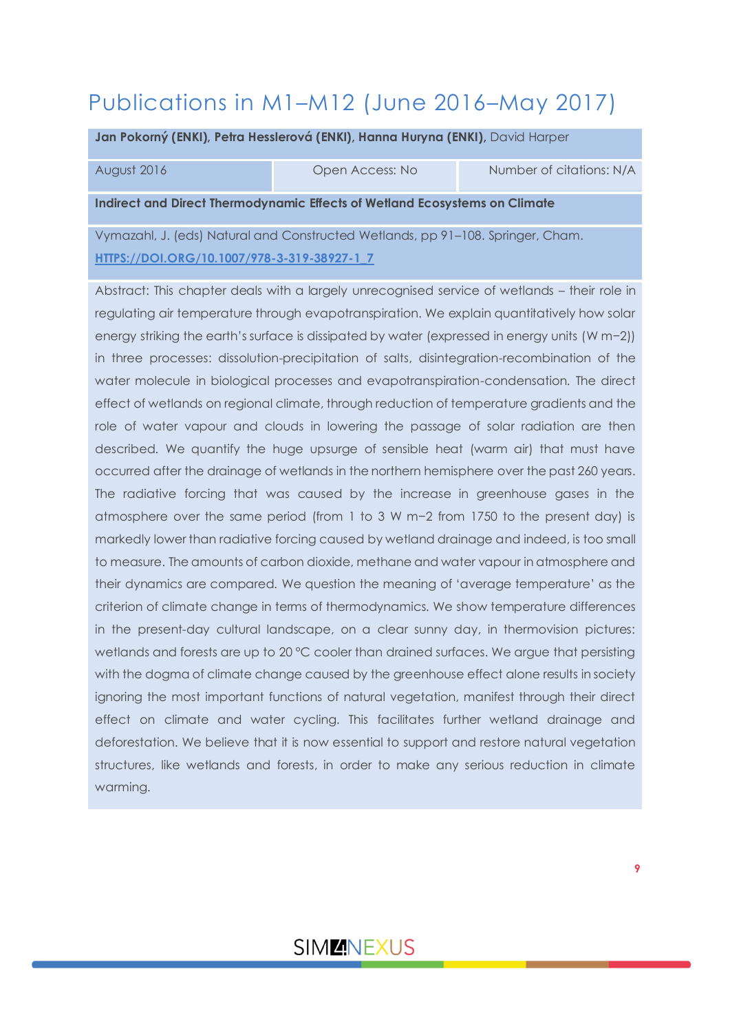# Publications in M1–M12 (June 2016–May 2017)

**Jan Pokorný (ENKI), Petra Hesslerová (ENKI), Hanna Huryna (ENKI),** David Harper

| | | |
|---|---|---|
| August 2016 | Open Access: No | Number of citations: N/A |

**Indirect and Direct Thermodynamic Effects of Wetland Ecosystems on Climate**

Vymazahl, J. (eds) Natural and Constructed Wetlands, pp 91–108. Springer, Cham. [HTTPS://DOI.ORG/10.1007/978-3-319-38927-1_7](https://doi.org/10.1007/978-3-319-38927-1_7)

Abstract: This chapter deals with a largely unrecognised service of wetlands – their role in regulating air temperature through evapotranspiration. We explain quantitatively how solar energy striking the earth's surface is dissipated by water (expressed in energy units ($W\ m^{-2}$)) in three processes: dissolution-precipitation of salts, disintegration-recombination of the water molecule in biological processes and evapotranspiration-condensation. The direct effect of wetlands on regional climate, through reduction of temperature gradients and the role of water vapour and clouds in lowering the passage of solar radiation are then described. We quantify the huge upsurge of sensible heat (warm air) that must have occurred after the drainage of wetlands in the northern hemisphere over the past 260 years. The radiative forcing that was caused by the increase in greenhouse gases in the atmosphere over the same period (from 1 to 3 $W\ m^{-2}$ from 1750 to the present day) is markedly lower than radiative forcing caused by wetland drainage and indeed, is too small to measure. The amounts of carbon dioxide, methane and water vapour in atmosphere and their dynamics are compared. We question the meaning of 'average temperature' as the criterion of climate change in terms of thermodynamics. We show temperature differences in the present-day cultural landscape, on a clear sunny day, in thermovision pictures: wetlands and forests are up to 20 °C cooler than drained surfaces. We argue that persisting with the dogma of climate change caused by the greenhouse effect alone results in society ignoring the most important functions of natural vegetation, manifest through their direct effect on climate and water cycling. This facilitates further wetland drainage and deforestation. We believe that it is now essential to support and restore natural vegetation structures, like wetlands and forests, in order to make any serious reduction in climate warming.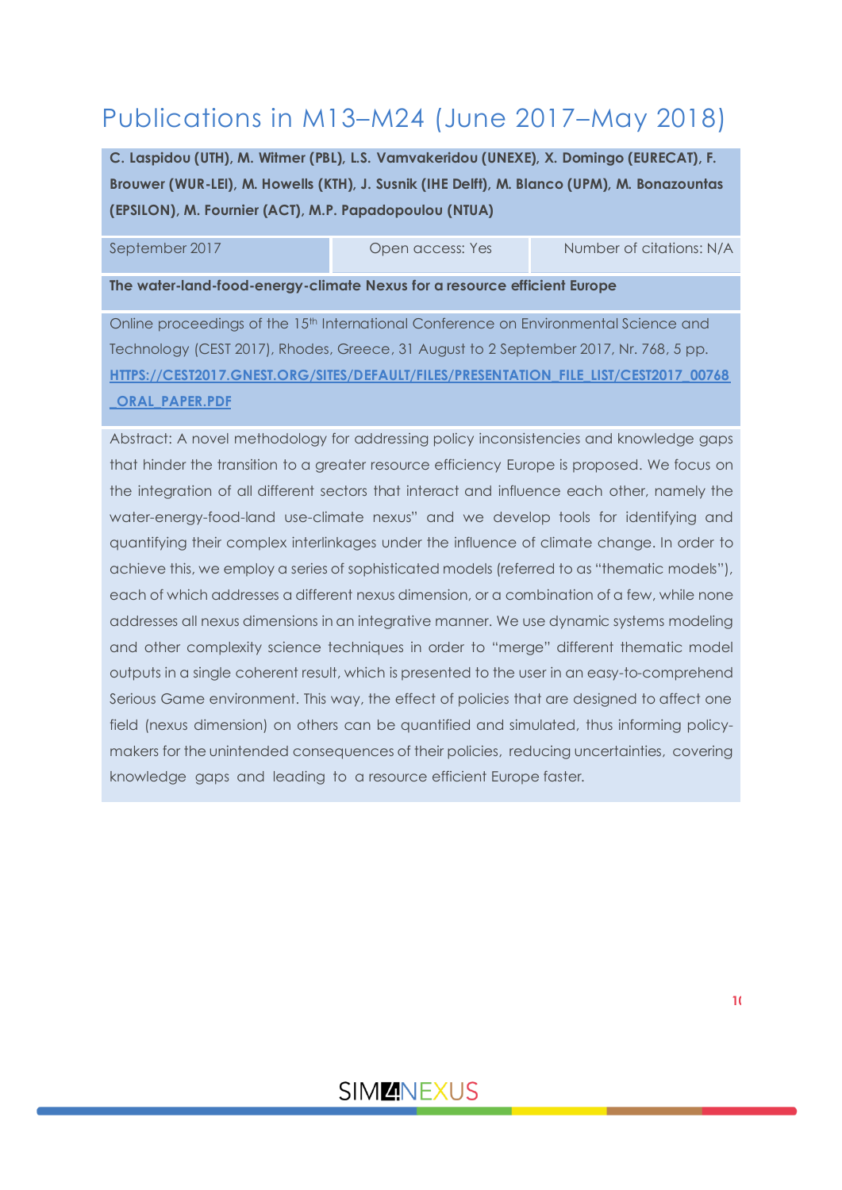# Publications in M13–M24 (June 2017–May 2018)

**C. Laspidou (UTH), M. Witmer (PBL), L.S. Vamvakeridou (UNEXE), X. Domingo (EURECAT), F. Brouwer (WUR-LEI), M. Howells (KTH), J. Susnik (IHE Delft), M. Blanco (UPM), M. Bonazountas (EPSILON), M. Fournier (ACT), M.P. Papadopoulou (NTUA)**

| | | |
|---|---|---|
| September 2017 | Open access: Yes | Number of citations: N/A |

**The water-land-food-energy-climate Nexus for a resource efficient Europe**

Online proceedings of the 15th International Conference on Environmental Science and Technology (CEST 2017), Rhodes, Greece, 31 August to 2 September 2017, Nr. 768, 5 pp. HTTPS://CEST2017.GNEST.ORG/SITES/DEFAULT/FILES/PRESENTATION_FILE_LIST/CEST2017_00768_ORAL_PAPER.PDF

Abstract: A novel methodology for addressing policy inconsistencies and knowledge gaps that hinder the transition to a greater resource efficiency Europe is proposed. We focus on the integration of all different sectors that interact and influence each other, namely the water-energy-food-land use-climate nexus" and we develop tools for identifying and quantifying their complex interlinkages under the influence of climate change. In order to achieve this, we employ a series of sophisticated models (referred to as "thematic models"), each of which addresses a different nexus dimension, or a combination of a few, while none addresses all nexus dimensions in an integrative manner. We use dynamic systems modeling and other complexity science techniques in order to "merge" different thematic model outputs in a single coherent result, which is presented to the user in an easy-to-comprehend Serious Game environment. This way, the effect of policies that are designed to affect one field (nexus dimension) on others can be quantified and simulated, thus informing policy-makers for the unintended consequences of their policies, reducing uncertainties, covering knowledge gaps and leading to a resource efficient Europe faster.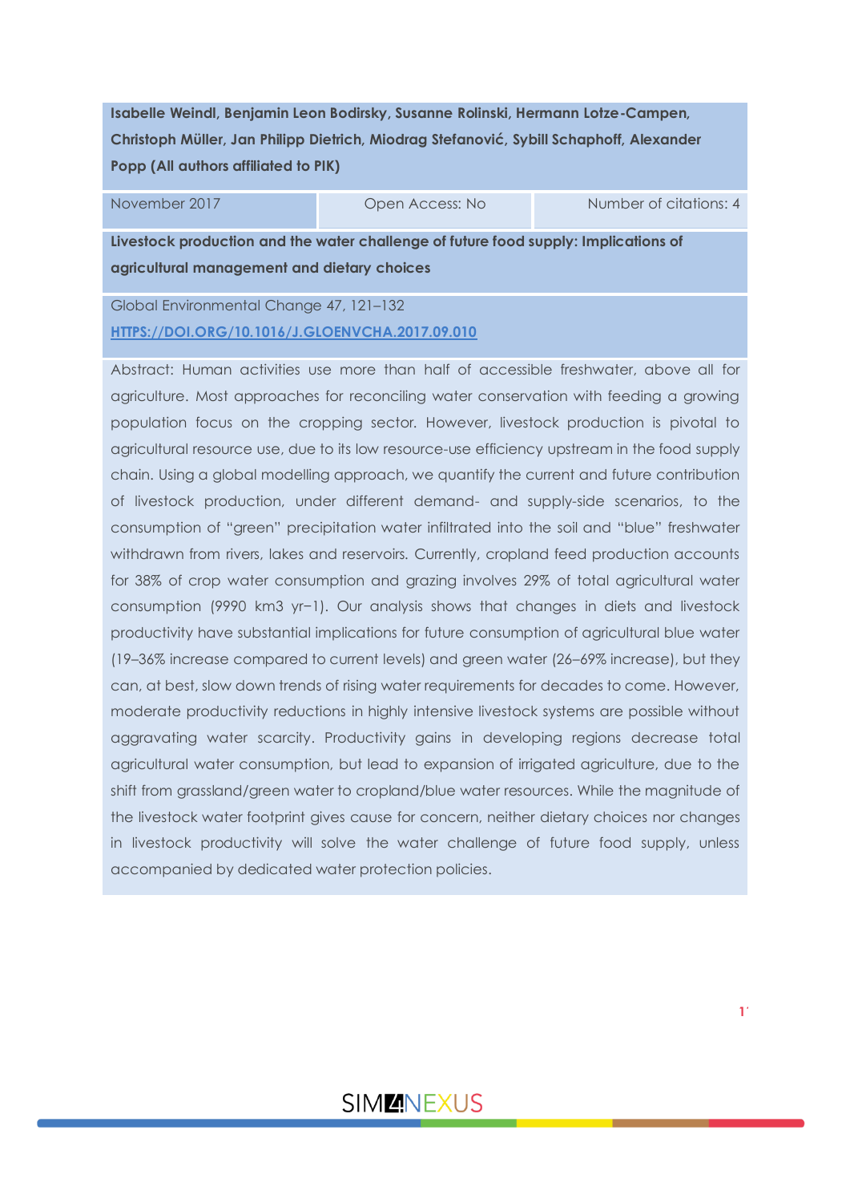**Isabelle Weindl, Benjamin Leon Bodirsky, Susanne Rolinski, Hermann Lotze-Campen, Christoph Müller, Jan Philipp Dietrich, Miodrag Stefanović, Sybill Schaphoff, Alexander Popp (All authors affiliated to PIK)**

| | | |
|---|---|---|
| November 2017 | Open Access: No | Number of citations: 4 |

**Livestock production and the water challenge of future food supply: Implications of agricultural management and dietary choices**

Global Environmental Change 47, 121–132

[HTTPS://DOI.ORG/10.1016/J.GLOENVCHA.2017.09.010](https://doi.org/10.1016/j.gloenvcha.2017.09.010)

Abstract: Human activities use more than half of accessible freshwater, above all for agriculture. Most approaches for reconciling water conservation with feeding a growing population focus on the cropping sector. However, livestock production is pivotal to agricultural resource use, due to its low resource-use efficiency upstream in the food supply chain. Using a global modelling approach, we quantify the current and future contribution of livestock production, under different demand- and supply-side scenarios, to the consumption of "green" precipitation water infiltrated into the soil and "blue" freshwater withdrawn from rivers, lakes and reservoirs. Currently, cropland feed production accounts for 38% of crop water consumption and grazing involves 29% of total agricultural water consumption (9990 $km^3\ yr^{-1}$). Our analysis shows that changes in diets and livestock productivity have substantial implications for future consumption of agricultural blue water (19–36% increase compared to current levels) and green water (26–69% increase), but they can, at best, slow down trends of rising water requirements for decades to come. However, moderate productivity reductions in highly intensive livestock systems are possible without aggravating water scarcity. Productivity gains in developing regions decrease total agricultural water consumption, but lead to expansion of irrigated agriculture, due to the shift from grassland/green water to cropland/blue water resources. While the magnitude of the livestock water footprint gives cause for concern, neither dietary choices nor changes in livestock productivity will solve the water challenge of future food supply, unless accompanied by dedicated water protection policies.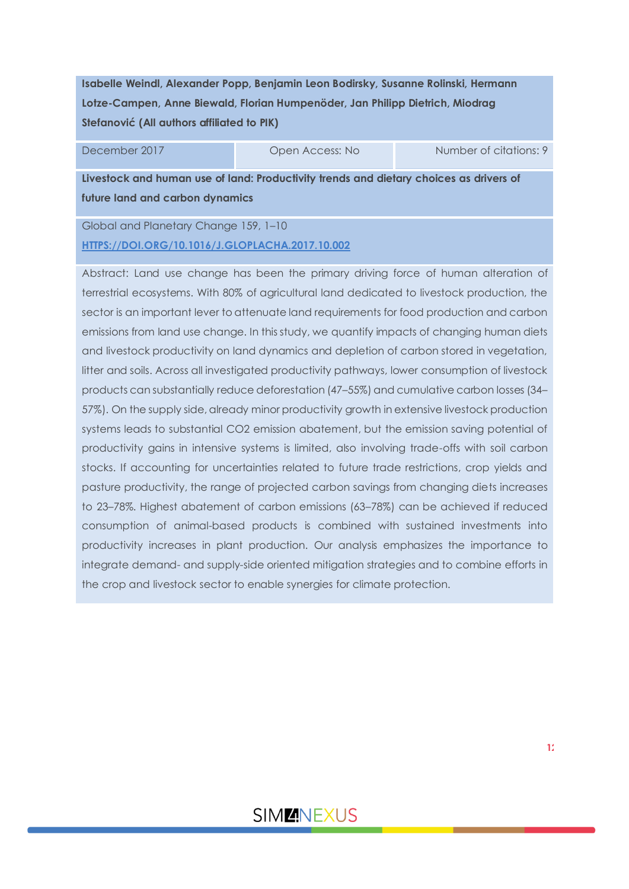**Isabelle Weindl, Alexander Popp, Benjamin Leon Bodirsky, Susanne Rolinski, Hermann Lotze-Campen, Anne Biewald, Florian Humpenöder, Jan Philipp Dietrich, Miodrag Stefanović (All authors affiliated to PIK)**

| | | |
|---|---|---|
| December 2017 | Open Access: No | Number of citations: 9 |

**Livestock and human use of land: Productivity trends and dietary choices as drivers of future land and carbon dynamics**

Global and Planetary Change 159, 1–10

[HTTPS://DOI.ORG/10.1016/J.GLOPLACHA.2017.10.002](https://doi.org/10.1016/j.gloplacha.2017.10.002)

Abstract: Land use change has been the primary driving force of human alteration of terrestrial ecosystems. With 80% of agricultural land dedicated to livestock production, the sector is an important lever to attenuate land requirements for food production and carbon emissions from land use change. In this study, we quantify impacts of changing human diets and livestock productivity on land dynamics and depletion of carbon stored in vegetation, litter and soils. Across all investigated productivity pathways, lower consumption of livestock products can substantially reduce deforestation (47–55%) and cumulative carbon losses (34–57%). On the supply side, already minor productivity growth in extensive livestock production systems leads to substantial $CO_2$ emission abatement, but the emission saving potential of productivity gains in intensive systems is limited, also involving trade-offs with soil carbon stocks. If accounting for uncertainties related to future trade restrictions, crop yields and pasture productivity, the range of projected carbon savings from changing diets increases to 23–78%. Highest abatement of carbon emissions (63–78%) can be achieved if reduced consumption of animal-based products is combined with sustained investments into productivity increases in plant production. Our analysis emphasizes the importance to integrate demand- and supply-side oriented mitigation strategies and to combine efforts in the crop and livestock sector to enable synergies for climate protection.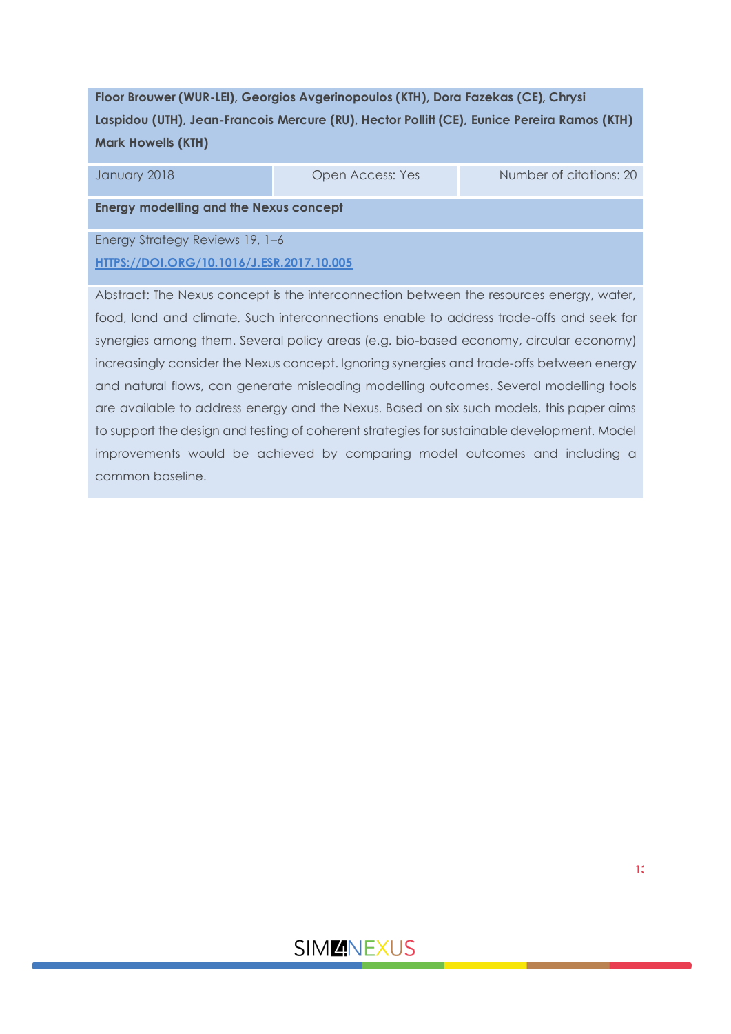**Floor Brouwer (WUR-LEI), Georgios Avgerinopoulos (KTH), Dora Fazekas (CE), Chrysi Laspidou (UTH), Jean-Francois Mercure (RU), Hector Pollitt (CE), Eunice Pereira Ramos (KTH) Mark Howells (KTH)**

| | | |
|---|---|---|
| January 2018 | Open Access: Yes | Number of citations: 20 |

**Energy modelling and the Nexus concept**

Energy Strategy Reviews 19, 1–6

[HTTPS://DOI.ORG/10.1016/J.ESR.2017.10.005](https://doi.org/10.1016/j.esr.2017.10.005)

Abstract: The Nexus concept is the interconnection between the resources energy, water, food, land and climate. Such interconnections enable to address trade-offs and seek for synergies among them. Several policy areas (e.g. bio-based economy, circular economy) increasingly consider the Nexus concept. Ignoring synergies and trade-offs between energy and natural flows, can generate misleading modelling outcomes. Several modelling tools are available to address energy and the Nexus. Based on six such models, this paper aims to support the design and testing of coherent strategies for sustainable development. Model improvements would be achieved by comparing model outcomes and including a common baseline.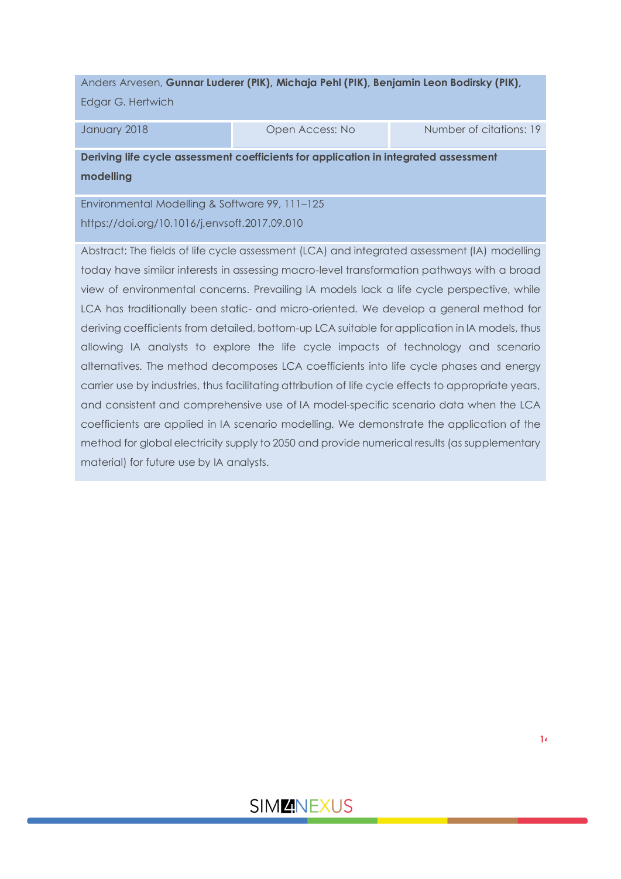Anders Arvesen, **Gunnar Luderer (PIK), Michaja Pehl (PIK), Benjamin Leon Bodirsky (PIK),** Edgar G. Hertwich

| | | |
|---|---|---|
| January 2018 | Open Access: No | Number of citations: 19 |

**Deriving life cycle assessment coefficients for application in integrated assessment modelling**

Environmental Modelling & Software 99, 111–125
https://doi.org/10.1016/j.envsoft.2017.09.010

Abstract: The fields of life cycle assessment (LCA) and integrated assessment (IA) modelling today have similar interests in assessing macro-level transformation pathways with a broad view of environmental concerns. Prevailing IA models lack a life cycle perspective, while LCA has traditionally been static- and micro-oriented. We develop a general method for deriving coefficients from detailed, bottom-up LCA suitable for application in IA models, thus allowing IA analysts to explore the life cycle impacts of technology and scenario alternatives. The method decomposes LCA coefficients into life cycle phases and energy carrier use by industries, thus facilitating attribution of life cycle effects to appropriate years, and consistent and comprehensive use of IA model-specific scenario data when the LCA coefficients are applied in IA scenario modelling. We demonstrate the application of the method for global electricity supply to 2050 and provide numerical results (as supplementary material) for future use by IA analysts.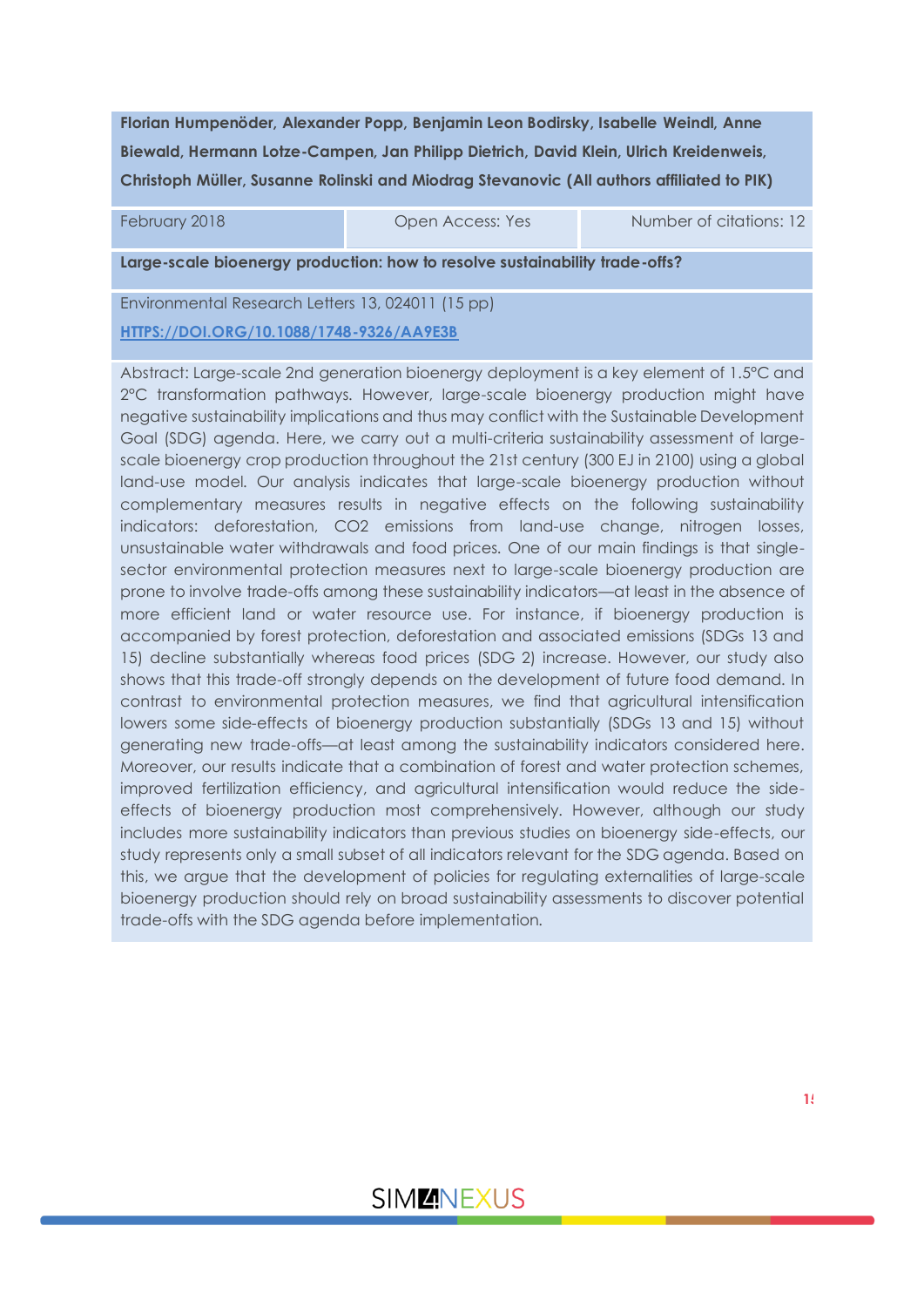**Florian Humpenöder, Alexander Popp, Benjamin Leon Bodirsky, Isabelle Weindl, Anne Biewald, Hermann Lotze-Campen, Jan Philipp Dietrich, David Klein, Ulrich Kreidenweis, Christoph Müller, Susanne Rolinski and Miodrag Stevanovic (All authors affiliated to PIK)**

| | | |
|---|---|---|
| February 2018 | Open Access: Yes | Number of citations: 12 |

**Large-scale bioenergy production: how to resolve sustainability trade-offs?**

Environmental Research Letters 13, 024011 (15 pp)

[HTTPS://DOI.ORG/10.1088/1748-9326/AA9E3B](https://doi.org/10.1088/1748-9326/aa9e3b)

Abstract: Large-scale 2nd generation bioenergy deployment is a key element of 1.5°C and 2°C transformation pathways. However, large-scale bioenergy production might have negative sustainability implications and thus may conflict with the Sustainable Development Goal (SDG) agenda. Here, we carry out a multi-criteria sustainability assessment of large-scale bioenergy crop production throughout the 21st century (300 EJ in 2100) using a global land-use model. Our analysis indicates that large-scale bioenergy production without complementary measures results in negative effects on the following sustainability indicators: deforestation, $CO_2$ emissions from land-use change, nitrogen losses, unsustainable water withdrawals and food prices. One of our main findings is that single-sector environmental protection measures next to large-scale bioenergy production are prone to involve trade-offs among these sustainability indicators—at least in the absence of more efficient land or water resource use. For instance, if bioenergy production is accompanied by forest protection, deforestation and associated emissions (SDGs 13 and 15) decline substantially whereas food prices (SDG 2) increase. However, our study also shows that this trade-off strongly depends on the development of future food demand. In contrast to environmental protection measures, we find that agricultural intensification lowers some side-effects of bioenergy production substantially (SDGs 13 and 15) without generating new trade-offs—at least among the sustainability indicators considered here. Moreover, our results indicate that a combination of forest and water protection schemes, improved fertilization efficiency, and agricultural intensification would reduce the side-effects of bioenergy production most comprehensively. However, although our study includes more sustainability indicators than previous studies on bioenergy side-effects, our study represents only a small subset of all indicators relevant for the SDG agenda. Based on this, we argue that the development of policies for regulating externalities of large-scale bioenergy production should rely on broad sustainability assessments to discover potential trade-offs with the SDG agenda before implementation.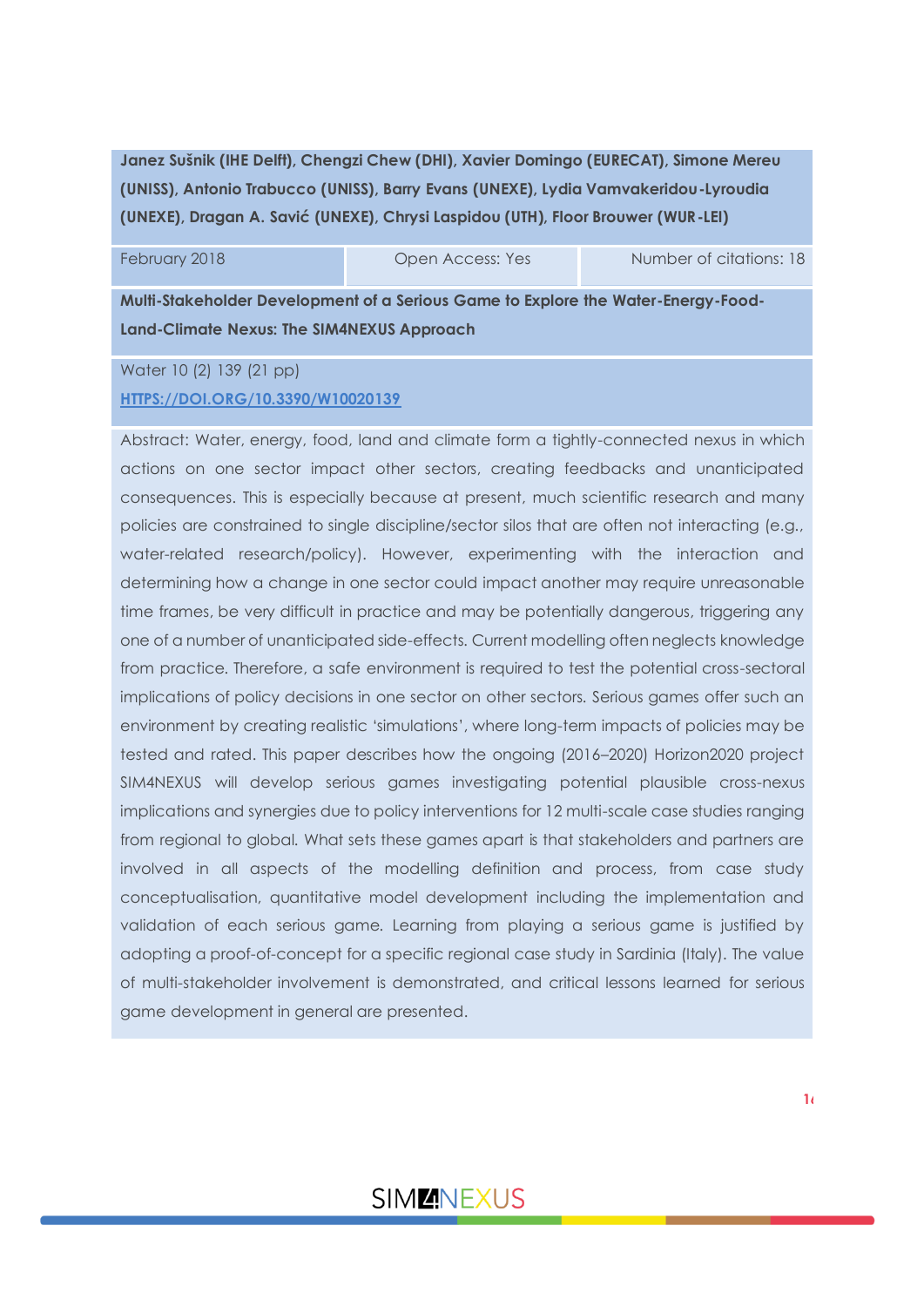**Janez Sušnik (IHE Delft), Chengzi Chew (DHI), Xavier Domingo (EURECAT), Simone Mereu (UNISS), Antonio Trabucco (UNISS), Barry Evans (UNEXE), Lydia Vamvakeridou-Lyroudia (UNEXE), Dragan A. Savić (UNEXE), Chrysi Laspidou (UTH), Floor Brouwer (WUR-LEI)**

| February 2018 | Open Access: Yes | Number of citations: 18 |
| --- | --- | --- |

**Multi-Stakeholder Development of a Serious Game to Explore the Water-Energy-Food-Land-Climate Nexus: The SIM4NEXUS Approach**

Water 10 (2) 139 (21 pp)

[HTTPS://DOI.ORG/10.3390/W10020139](https://doi.org/10.3390/w10020139)

Abstract: Water, energy, food, land and climate form a tightly-connected nexus in which actions on one sector impact other sectors, creating feedbacks and unanticipated consequences. This is especially because at present, much scientific research and many policies are constrained to single discipline/sector silos that are often not interacting (e.g., water-related research/policy). However, experimenting with the interaction and determining how a change in one sector could impact another may require unreasonable time frames, be very difficult in practice and may be potentially dangerous, triggering any one of a number of unanticipated side-effects. Current modelling often neglects knowledge from practice. Therefore, a safe environment is required to test the potential cross-sectoral implications of policy decisions in one sector on other sectors. Serious games offer such an environment by creating realistic 'simulations', where long-term impacts of policies may be tested and rated. This paper describes how the ongoing (2016–2020) Horizon2020 project SIM4NEXUS will develop serious games investigating potential plausible cross-nexus implications and synergies due to policy interventions for 12 multi-scale case studies ranging from regional to global. What sets these games apart is that stakeholders and partners are involved in all aspects of the modelling definition and process, from case study conceptualisation, quantitative model development including the implementation and validation of each serious game. Learning from playing a serious game is justified by adopting a proof-of-concept for a specific regional case study in Sardinia (Italy). The value of multi-stakeholder involvement is demonstrated, and critical lessons learned for serious game development in general are presented.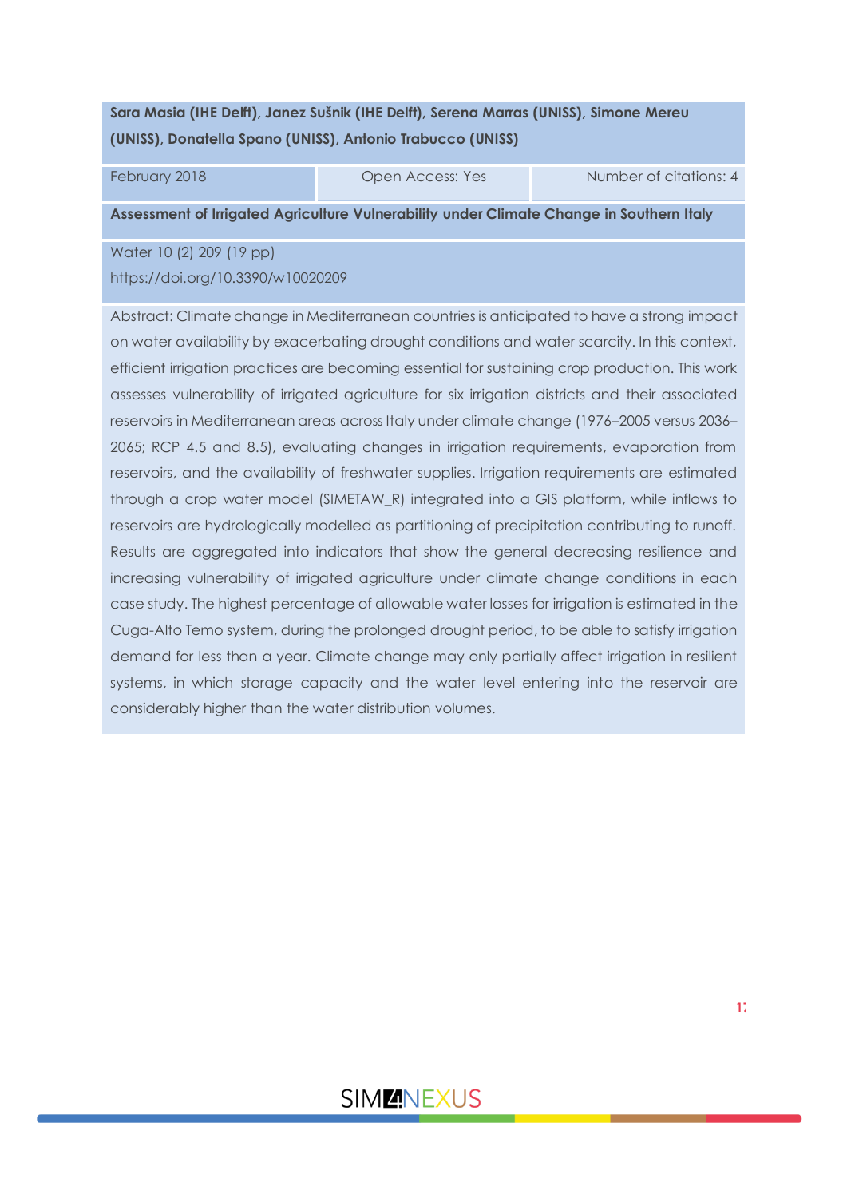**Sara Masia (IHE Delft), Janez Sušnik (IHE Delft), Serena Marras (UNISS), Simone Mereu (UNISS), Donatella Spano (UNISS), Antonio Trabucco (UNISS)**

| | | |
|---|---|---|
| February 2018 | Open Access: Yes | Number of citations: 4 |

**Assessment of Irrigated Agriculture Vulnerability under Climate Change in Southern Italy**

Water 10 (2) 209 (19 pp)

https://doi.org/10.3390/w10020209

Abstract: Climate change in Mediterranean countries is anticipated to have a strong impact on water availability by exacerbating drought conditions and water scarcity. In this context, efficient irrigation practices are becoming essential for sustaining crop production. This work assesses vulnerability of irrigated agriculture for six irrigation districts and their associated reservoirs in Mediterranean areas across Italy under climate change (1976–2005 versus 2036–2065; RCP 4.5 and 8.5), evaluating changes in irrigation requirements, evaporation from reservoirs, and the availability of freshwater supplies. Irrigation requirements are estimated through a crop water model (SIMETAW_R) integrated into a GIS platform, while inflows to reservoirs are hydrologically modelled as partitioning of precipitation contributing to runoff. Results are aggregated into indicators that show the general decreasing resilience and increasing vulnerability of irrigated agriculture under climate change conditions in each case study. The highest percentage of allowable water losses for irrigation is estimated in the Cuga-Alto Temo system, during the prolonged drought period, to be able to satisfy irrigation demand for less than a year. Climate change may only partially affect irrigation in resilient systems, in which storage capacity and the water level entering into the reservoir are considerably higher than the water distribution volumes.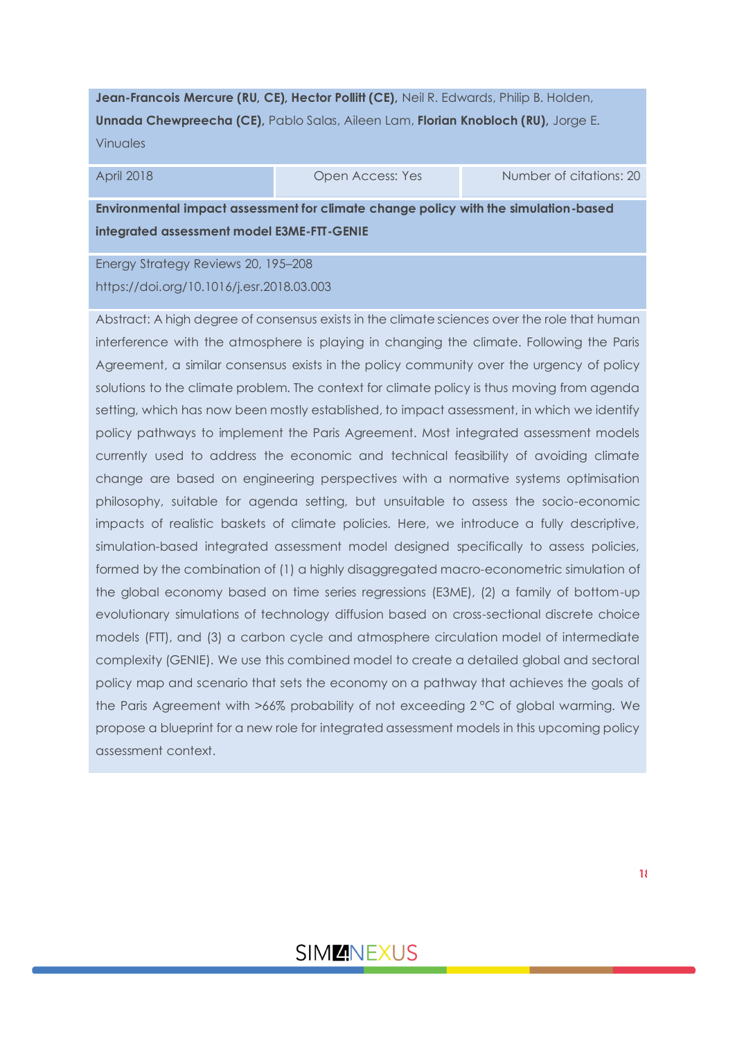**Jean-Francois Mercure (RU, CE), Hector Pollitt (CE),** Neil R. Edwards, Philip B. Holden, **Unnada Chewpreecha (CE),** Pablo Salas, Aileen Lam, **Florian Knobloch (RU),** Jorge E. Vinuales

| | | |
|---|---|---|
| April 2018 | Open Access: Yes | Number of citations: 20 |

**Environmental impact assessment for climate change policy with the simulation-based integrated assessment model E3ME-FTT-GENIE**

Energy Strategy Reviews 20, 195–208
https://doi.org/10.1016/j.esr.2018.03.003

Abstract: A high degree of consensus exists in the climate sciences over the role that human interference with the atmosphere is playing in changing the climate. Following the Paris Agreement, a similar consensus exists in the policy community over the urgency of policy solutions to the climate problem. The context for climate policy is thus moving from agenda setting, which has now been mostly established, to impact assessment, in which we identify policy pathways to implement the Paris Agreement. Most integrated assessment models currently used to address the economic and technical feasibility of avoiding climate change are based on engineering perspectives with a normative systems optimisation philosophy, suitable for agenda setting, but unsuitable to assess the socio-economic impacts of realistic baskets of climate policies. Here, we introduce a fully descriptive, simulation-based integrated assessment model designed specifically to assess policies, formed by the combination of (1) a highly disaggregated macro-econometric simulation of the global economy based on time series regressions (E3ME), (2) a family of bottom-up evolutionary simulations of technology diffusion based on cross-sectional discrete choice models (FTT), and (3) a carbon cycle and atmosphere circulation model of intermediate complexity (GENIE). We use this combined model to create a detailed global and sectoral policy map and scenario that sets the economy on a pathway that achieves the goals of the Paris Agreement with >66% probability of not exceeding 2 °C of global warming. We propose a blueprint for a new role for integrated assessment models in this upcoming policy assessment context.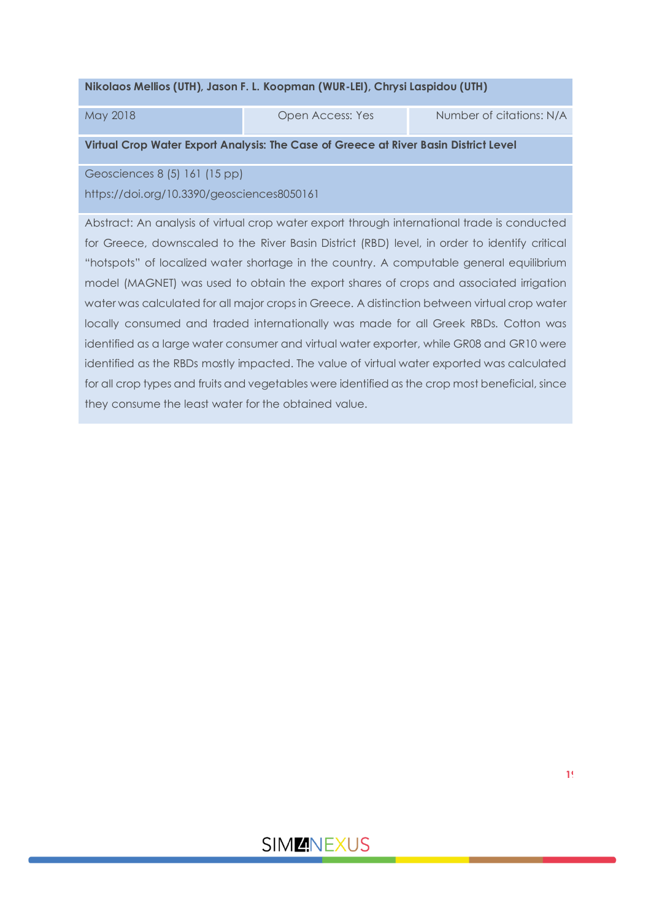| Nikolaos Mellios (UTH), Jason F. L. Koopman (WUR-LEI), Chrysi Laspidou (UTH) | | |
| --- | --- | --- |
| May 2018 | Open Access: Yes | Number of citations: N/A |
| **Virtual Crop Water Export Analysis: The Case of Greece at River Basin District Level** | | |
| Geosciences 8 (5) 161 (15 pp)<br>https://doi.org/10.3390/geosciences8050161 | | |
| Abstract: An analysis of virtual crop water export through international trade is conducted for Greece, downscaled to the River Basin District (RBD) level, in order to identify critical "hotspots" of localized water shortage in the country. A computable general equilibrium model (MAGNET) was used to obtain the export shares of crops and associated irrigation water was calculated for all major crops in Greece. A distinction between virtual crop water locally consumed and traded internationally was made for all Greek RBDs. Cotton was identified as a large water consumer and virtual water exporter, while GR08 and GR10 were identified as the RBDs mostly impacted. The value of virtual water exported was calculated for all crop types and fruits and vegetables were identified as the crop most beneficial, since they consume the least water for the obtained value. | | |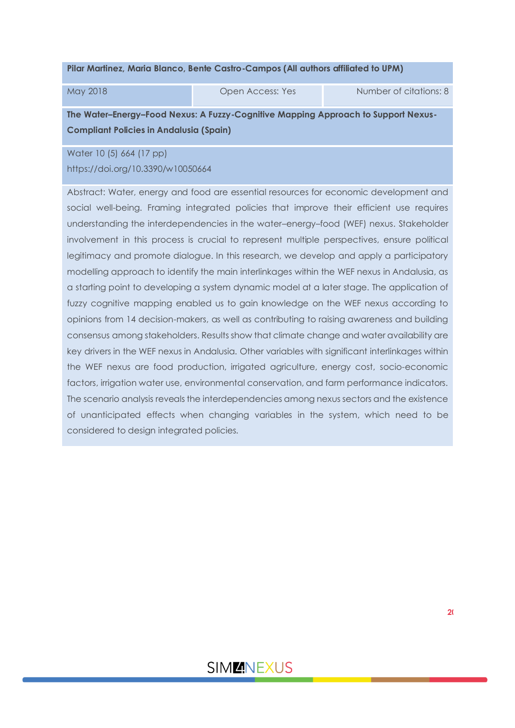| | | |
|---|---|---|
| **Pilar Martinez, Maria Blanco, Bente Castro-Campos (All authors affiliated to UPM)** | | |
| May 2018 | Open Access: Yes | Number of citations: 8 |
| **The Water–Energy–Food Nexus: A Fuzzy-Cognitive Mapping Approach to Support Nexus-Compliant Policies in Andalusia (Spain)** | | |
| Water 10 (5) 664 (17 pp)<br>https://doi.org/10.3390/w10050664 | | |
| Abstract: Water, energy and food are essential resources for economic development and social well-being. Framing integrated policies that improve their efficient use requires understanding the interdependencies in the water–energy–food (WEF) nexus. Stakeholder involvement in this process is crucial to represent multiple perspectives, ensure political legitimacy and promote dialogue. In this research, we develop and apply a participatory modelling approach to identify the main interlinkages within the WEF nexus in Andalusia, as a starting point to developing a system dynamic model at a later stage. The application of fuzzy cognitive mapping enabled us to gain knowledge on the WEF nexus according to opinions from 14 decision-makers, as well as contributing to raising awareness and building consensus among stakeholders. Results show that climate change and water availability are key drivers in the WEF nexus in Andalusia. Other variables with significant interlinkages within the WEF nexus are food production, irrigated agriculture, energy cost, socio-economic factors, irrigation water use, environmental conservation, and farm performance indicators. The scenario analysis reveals the interdependencies among nexus sectors and the existence of unanticipated effects when changing variables in the system, which need to be considered to design integrated policies. | | |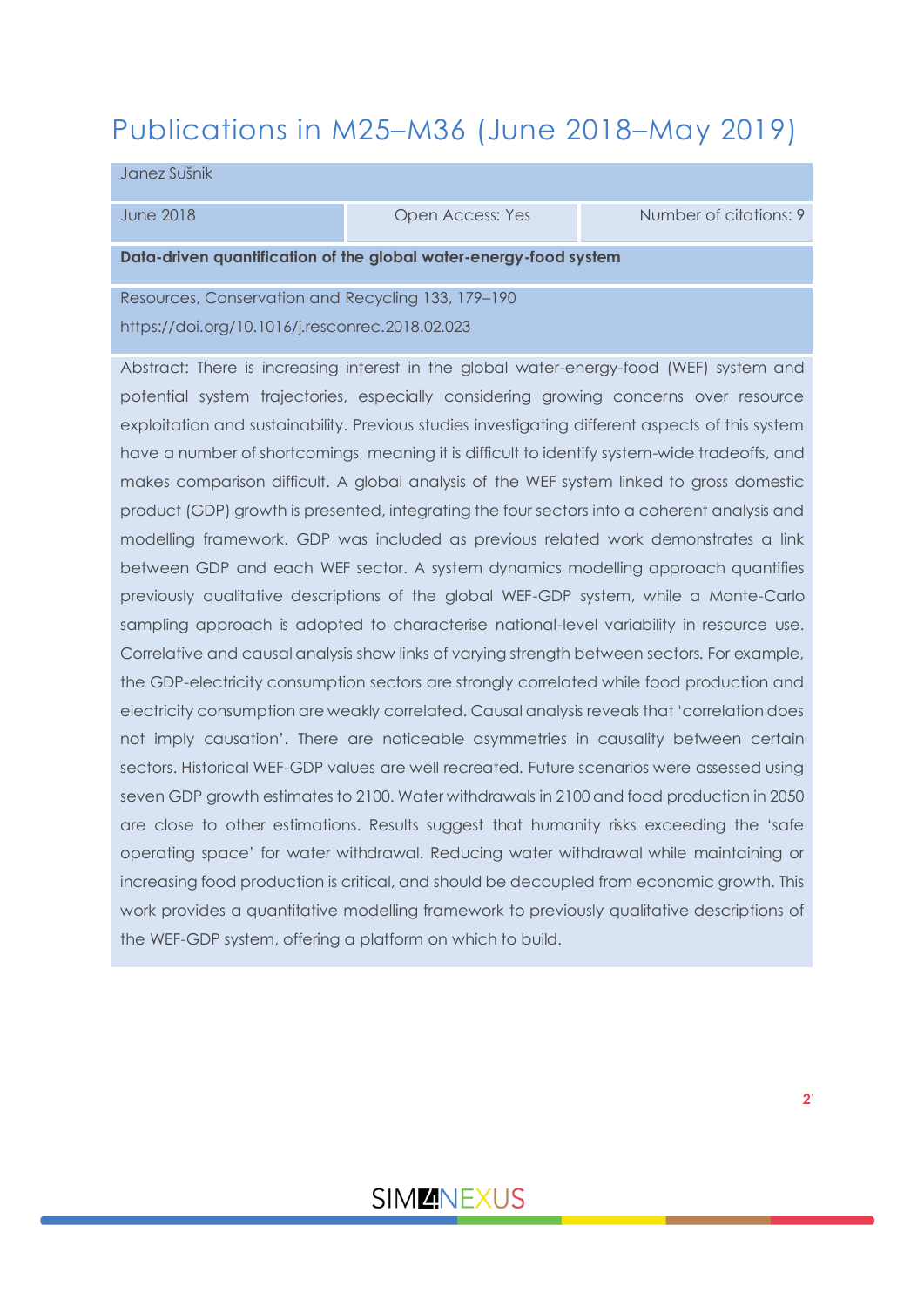# Publications in M25–M36 (June 2018–May 2019)

| | | |
|---|---|---|
| Janez Sušnik | | |
| June 2018 | Open Access: Yes | Number of citations: 9 |
| **Data-driven quantification of the global water-energy-food system** | | |
| Resources, Conservation and Recycling 133, 179–190<br>https://doi.org/10.1016/j.resconrec.2018.02.023 | | |

Abstract: There is increasing interest in the global water-energy-food (WEF) system and potential system trajectories, especially considering growing concerns over resource exploitation and sustainability. Previous studies investigating different aspects of this system have a number of shortcomings, meaning it is difficult to identify system-wide tradeoffs, and makes comparison difficult. A global analysis of the WEF system linked to gross domestic product (GDP) growth is presented, integrating the four sectors into a coherent analysis and modelling framework. GDP was included as previous related work demonstrates a link between GDP and each WEF sector. A system dynamics modelling approach quantifies previously qualitative descriptions of the global WEF-GDP system, while a Monte-Carlo sampling approach is adopted to characterise national-level variability in resource use. Correlative and causal analysis show links of varying strength between sectors. For example, the GDP-electricity consumption sectors are strongly correlated while food production and electricity consumption are weakly correlated. Causal analysis reveals that 'correlation does not imply causation'. There are noticeable asymmetries in causality between certain sectors. Historical WEF-GDP values are well recreated. Future scenarios were assessed using seven GDP growth estimates to 2100. Water withdrawals in 2100 and food production in 2050 are close to other estimations. Results suggest that humanity risks exceeding the 'safe operating space' for water withdrawal. Reducing water withdrawal while maintaining or increasing food production is critical, and should be decoupled from economic growth. This work provides a quantitative modelling framework to previously qualitative descriptions of the WEF-GDP system, offering a platform on which to build.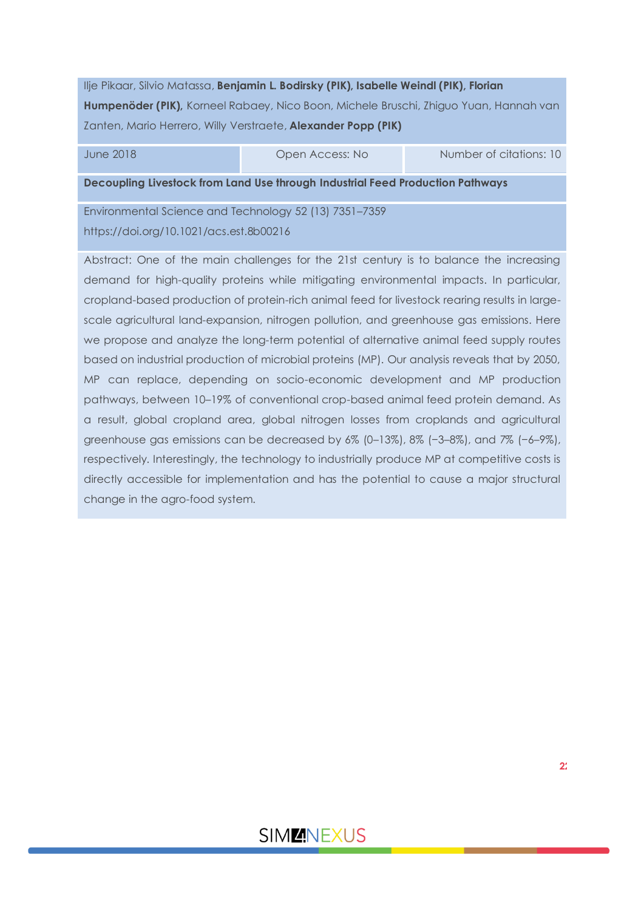Ilje Pikaar, Silvio Matassa, **Benjamin L. Bodirsky (PIK), Isabelle Weindl (PIK), Florian Humpenöder (PIK),** Korneel Rabaey, Nico Boon, Michele Bruschi, Zhiguo Yuan, Hannah van Zanten, Mario Herrero, Willy Verstraete, **Alexander Popp (PIK)**

| | | |
|---|---|---|
| June 2018 | Open Access: No | Number of citations: 10 |

**Decoupling Livestock from Land Use through Industrial Feed Production Pathways**

Environmental Science and Technology 52 (13) 7351–7359
https://doi.org/10.1021/acs.est.8b00216

Abstract: One of the main challenges for the 21st century is to balance the increasing demand for high-quality proteins while mitigating environmental impacts. In particular, cropland-based production of protein-rich animal feed for livestock rearing results in large-scale agricultural land-expansion, nitrogen pollution, and greenhouse gas emissions. Here we propose and analyze the long-term potential of alternative animal feed supply routes based on industrial production of microbial proteins (MP). Our analysis reveals that by 2050, MP can replace, depending on socio-economic development and MP production pathways, between 10–19% of conventional crop-based animal feed protein demand. As a result, global cropland area, global nitrogen losses from croplands and agricultural greenhouse gas emissions can be decreased by 6% (0–13%), 8% (−3–8%), and 7% (−6–9%), respectively. Interestingly, the technology to industrially produce MP at competitive costs is directly accessible for implementation and has the potential to cause a major structural change in the agro-food system.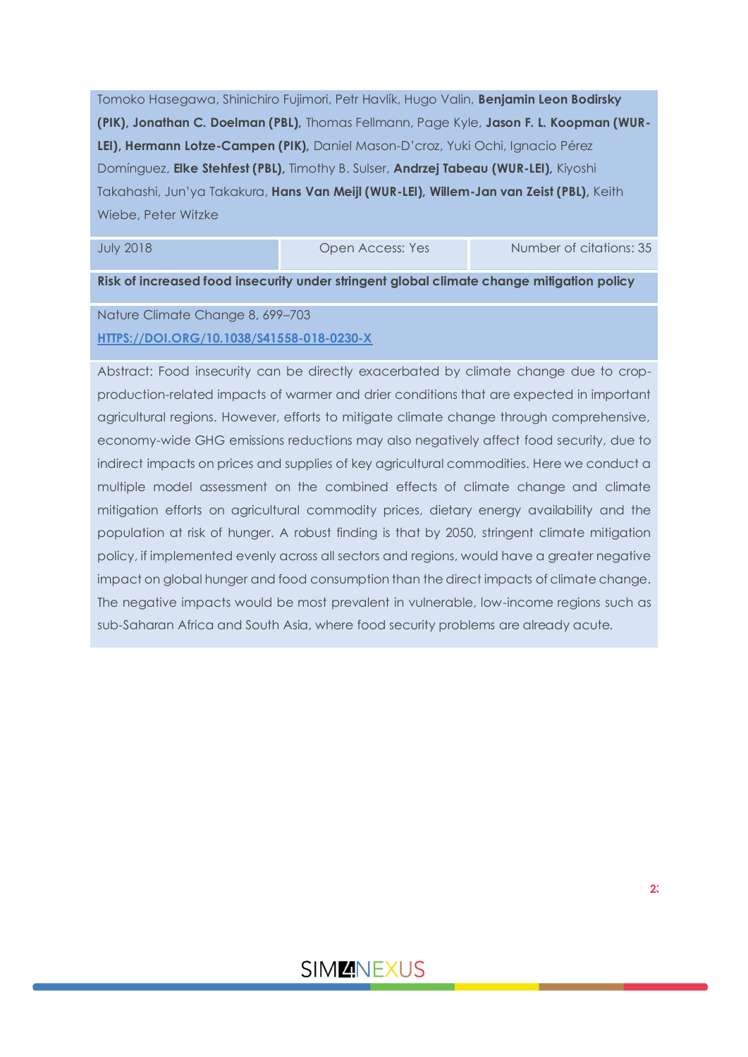Tomoko Hasegawa, Shinichiro Fujimori, Petr Havlík, Hugo Valin, **Benjamin Leon Bodirsky (PIK), Jonathan C. Doelman (PBL),** Thomas Fellmann, Page Kyle, **Jason F. L. Koopman (WUR-LEI), Hermann Lotze-Campen (PIK),** Daniel Mason-D'croz, Yuki Ochi, Ignacio Pérez Domínguez, **Elke Stehfest (PBL),** Timothy B. Sulser, **Andrzej Tabeau (WUR-LEI),** Kiyoshi Takahashi, Jun'ya Takakura, **Hans Van Meijl (WUR-LEI), Willem-Jan van Zeist (PBL),** Keith Wiebe, Peter Witzke

| | | |
|---|---|---|
| July 2018 | Open Access: Yes | Number of citations: 35 |

**Risk of increased food insecurity under stringent global climate change mitigation policy**

Nature Climate Change 8, 699–703

[HTTPS://DOI.ORG/10.1038/S41558-018-0230-X](https://doi.org/10.1038/s41558-018-0230-x)

Abstract: Food insecurity can be directly exacerbated by climate change due to crop-production-related impacts of warmer and drier conditions that are expected in important agricultural regions. However, efforts to mitigate climate change through comprehensive, economy-wide GHG emissions reductions may also negatively affect food security, due to indirect impacts on prices and supplies of key agricultural commodities. Here we conduct a multiple model assessment on the combined effects of climate change and climate mitigation efforts on agricultural commodity prices, dietary energy availability and the population at risk of hunger. A robust finding is that by 2050, stringent climate mitigation policy, if implemented evenly across all sectors and regions, would have a greater negative impact on global hunger and food consumption than the direct impacts of climate change. The negative impacts would be most prevalent in vulnerable, low-income regions such as sub-Saharan Africa and South Asia, where food security problems are already acute.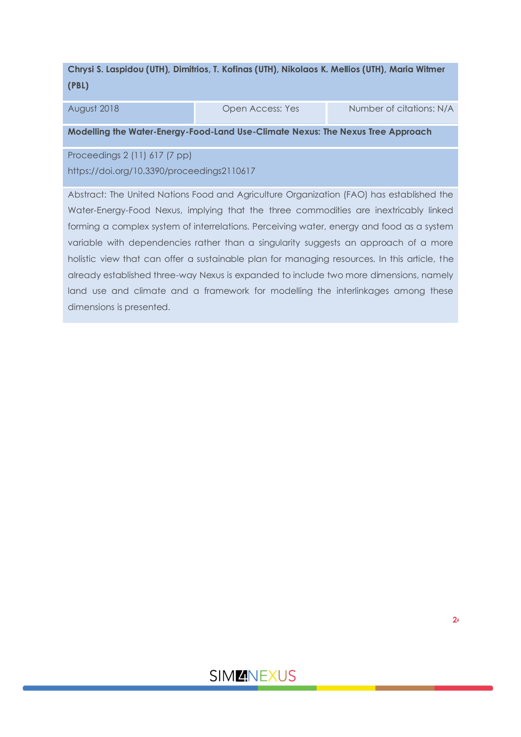**Chrysi S. Laspidou (UTH), Dimitrios, T. Kofinas (UTH), Nikolaos K. Mellios (UTH), Maria Witmer (PBL)**

| August 2018 | Open Access: Yes | Number of citations: N/A |
|---|---|---|

**Modelling the Water-Energy-Food-Land Use-Climate Nexus: The Nexus Tree Approach**

Proceedings 2 (11) 617 (7 pp)

https://doi.org/10.3390/proceedings2110617

Abstract: The United Nations Food and Agriculture Organization (FAO) has established the Water-Energy-Food Nexus, implying that the three commodities are inextricably linked forming a complex system of interrelations. Perceiving water, energy and food as a system variable with dependencies rather than a singularity suggests an approach of a more holistic view that can offer a sustainable plan for managing resources. In this article, the already established three-way Nexus is expanded to include two more dimensions, namely land use and climate and a framework for modelling the interlinkages among these dimensions is presented.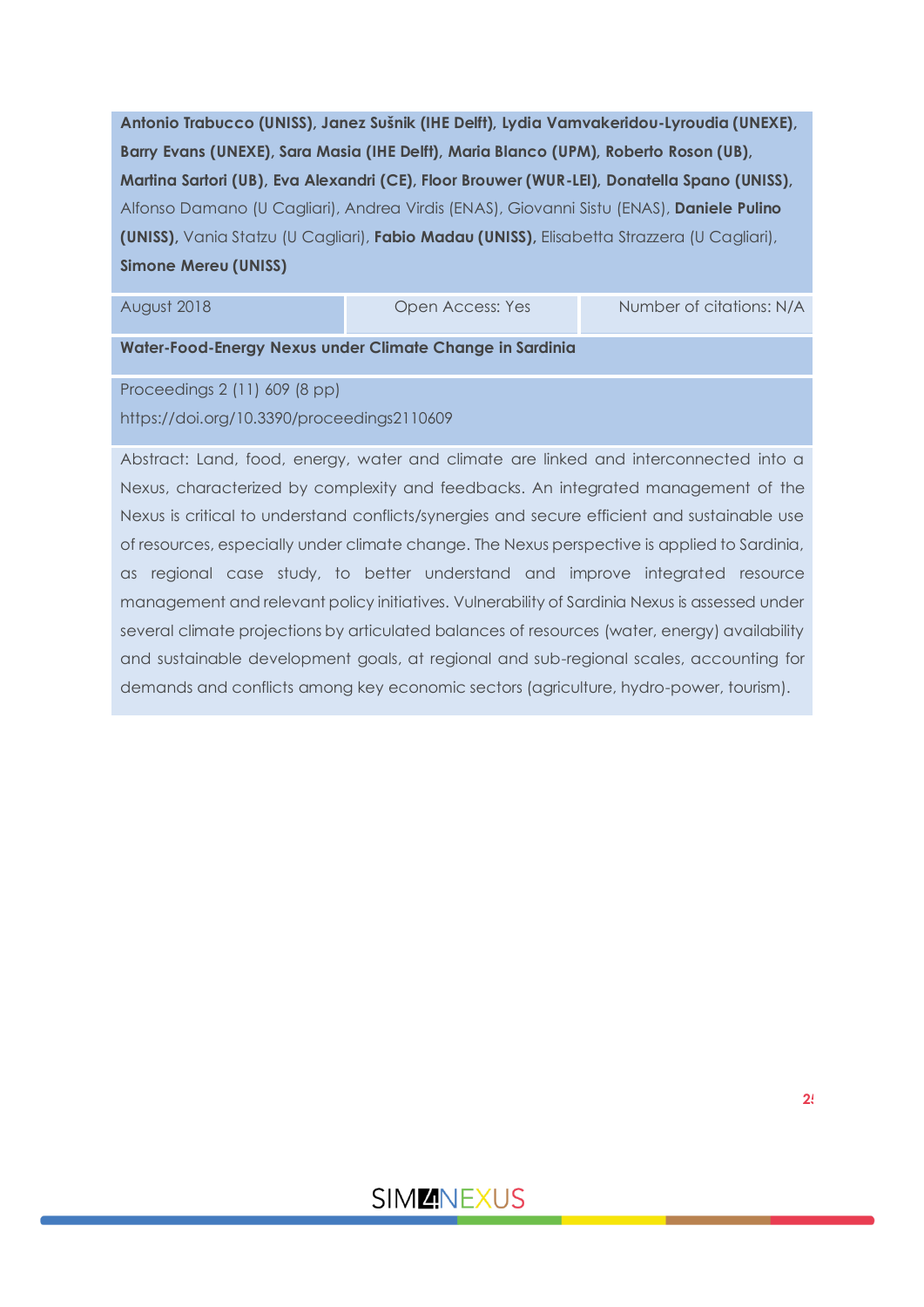**Antonio Trabucco (UNISS), Janez Sušnik (IHE Delft), Lydia Vamvakeridou-Lyroudia (UNEXE), Barry Evans (UNEXE), Sara Masia (IHE Delft), Maria Blanco (UPM), Roberto Roson (UB), Martina Sartori (UB), Eva Alexandri (CE), Floor Brouwer (WUR-LEI), Donatella Spano (UNISS),** Alfonso Damano (U Cagliari), Andrea Virdis (ENAS), Giovanni Sistu (ENAS), **Daniele Pulino (UNISS),** Vania Statzu (U Cagliari), **Fabio Madau (UNISS),** Elisabetta Strazzera (U Cagliari), **Simone Mereu (UNISS)**

| | | |
|---|---|---|
| August 2018 | Open Access: Yes | Number of citations: N/A |

**Water-Food-Energy Nexus under Climate Change in Sardinia**

Proceedings 2 (11) 609 (8 pp)
https://doi.org/10.3390/proceedings2110609

Abstract: Land, food, energy, water and climate are linked and interconnected into a Nexus, characterized by complexity and feedbacks. An integrated management of the Nexus is critical to understand conflicts/synergies and secure efficient and sustainable use of resources, especially under climate change. The Nexus perspective is applied to Sardinia, as regional case study, to better understand and improve integrated resource management and relevant policy initiatives. Vulnerability of Sardinia Nexus is assessed under several climate projections by articulated balances of resources (water, energy) availability and sustainable development goals, at regional and sub-regional scales, accounting for demands and conflicts among key economic sectors (agriculture, hydro-power, tourism).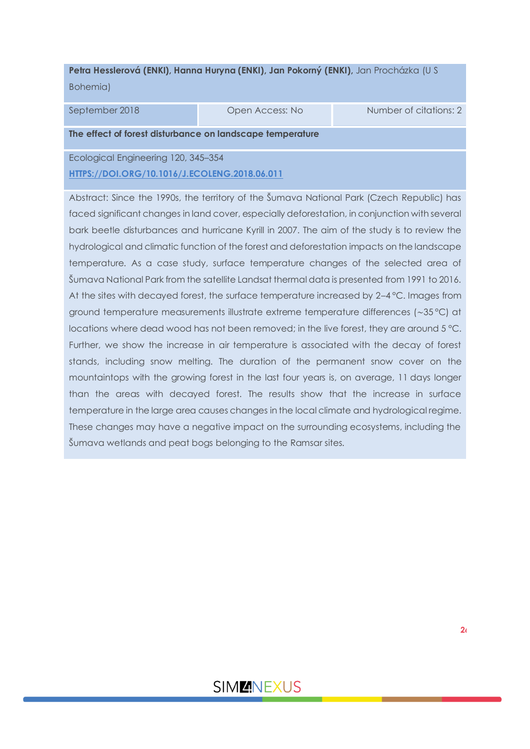**Petra Hesslerová (ENKI), Hanna Huryna (ENKI), Jan Pokorný (ENKI),** Jan Procházka (U S Bohemia)

| | | |
|---|---|---|
| September 2018 | Open Access: No | Number of citations: 2 |

**The effect of forest disturbance on landscape temperature**

Ecological Engineering 120, 345–354

[HTTPS://DOI.ORG/10.1016/J.ECOLENG.2018.06.011](https://doi.org/10.1016/j.ecoleng.2018.06.011)

Abstract: Since the 1990s, the territory of the Šumava National Park (Czech Republic) has faced significant changes in land cover, especially deforestation, in conjunction with several bark beetle disturbances and hurricane Kyrill in 2007. The aim of the study is to review the hydrological and climatic function of the forest and deforestation impacts on the landscape temperature. As a case study, surface temperature changes of the selected area of Šumava National Park from the satellite Landsat thermal data is presented from 1991 to 2016. At the sites with decayed forest, the surface temperature increased by 2–4 °C. Images from ground temperature measurements illustrate extreme temperature differences (~35 °C) at locations where dead wood has not been removed; in the live forest, they are around 5 °C. Further, we show the increase in air temperature is associated with the decay of forest stands, including snow melting. The duration of the permanent snow cover on the mountaintops with the growing forest in the last four years is, on average, 11 days longer than the areas with decayed forest. The results show that the increase in surface temperature in the large area causes changes in the local climate and hydrological regime. These changes may have a negative impact on the surrounding ecosystems, including the Šumava wetlands and peat bogs belonging to the Ramsar sites.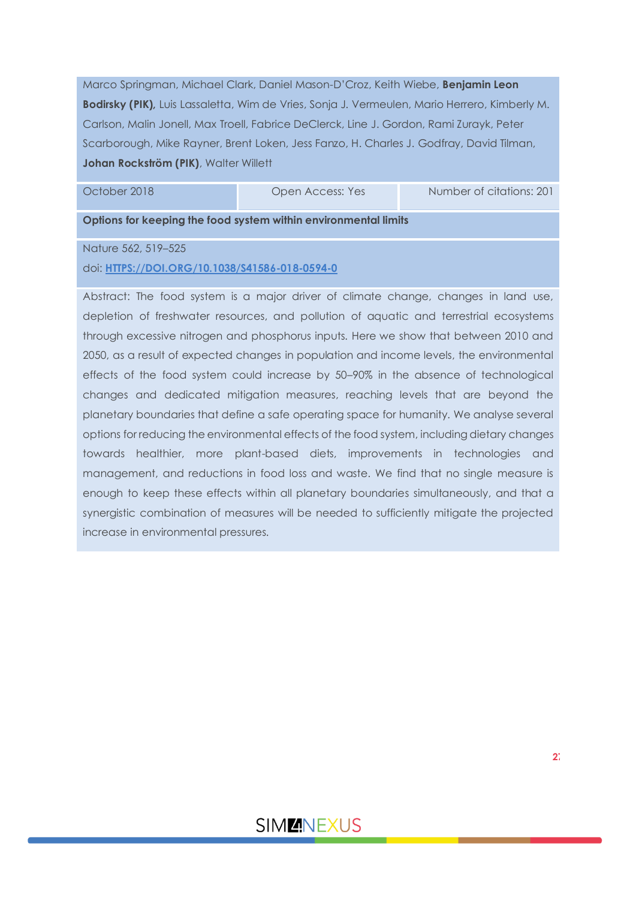Marco Springman, Michael Clark, Daniel Mason-D'Croz, Keith Wiebe, **Benjamin Leon Bodirsky (PIK)**, Luis Lassaletta, Wim de Vries, Sonja J. Vermeulen, Mario Herrero, Kimberly M. Carlson, Malin Jonell, Max Troell, Fabrice DeClerck, Line J. Gordon, Rami Zurayk, Peter Scarborough, Mike Rayner, Brent Loken, Jess Fanzo, H. Charles J. Godfray, David Tilman, **Johan Rockström (PIK)**, Walter Willett

| | | |
|---|---|---|
| October 2018 | Open Access: Yes | Number of citations: 201 |

**Options for keeping the food system within environmental limits**

Nature 562, 519–525

doi: [HTTPS://DOI.ORG/10.1038/S41586-018-0594-0](https://doi.org/10.1038/s41586-018-0594-0)

Abstract: The food system is a major driver of climate change, changes in land use, depletion of freshwater resources, and pollution of aquatic and terrestrial ecosystems through excessive nitrogen and phosphorus inputs. Here we show that between 2010 and 2050, as a result of expected changes in population and income levels, the environmental effects of the food system could increase by 50–90% in the absence of technological changes and dedicated mitigation measures, reaching levels that are beyond the planetary boundaries that define a safe operating space for humanity. We analyse several options for reducing the environmental effects of the food system, including dietary changes towards healthier, more plant-based diets, improvements in technologies and management, and reductions in food loss and waste. We find that no single measure is enough to keep these effects within all planetary boundaries simultaneously, and that a synergistic combination of measures will be needed to sufficiently mitigate the projected increase in environmental pressures.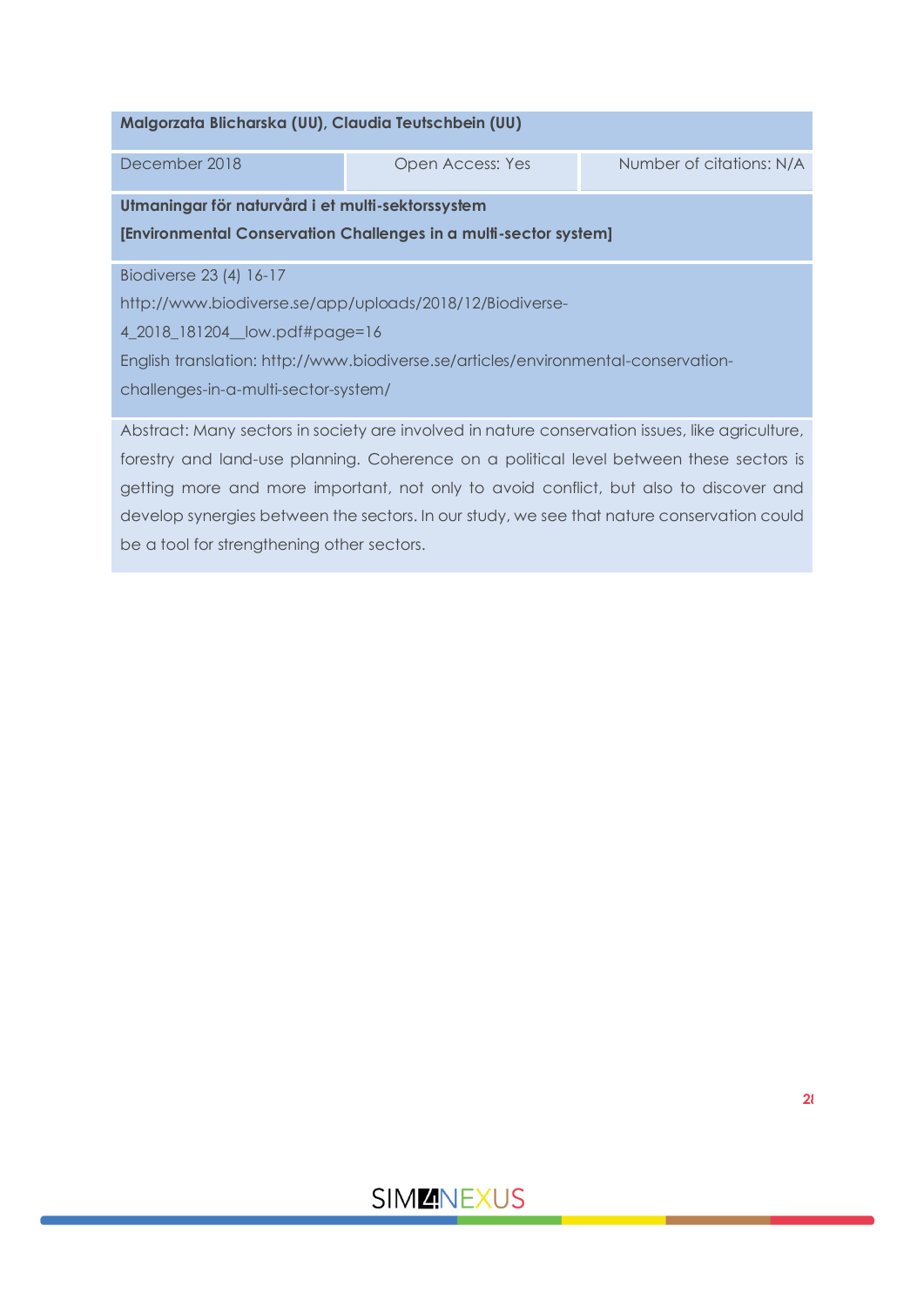| Malgorzata Blicharska (UU), Claudia Teutschbein (UU) | | |
|---|---|---|
| December 2018 | Open Access: Yes | Number of citations: N/A |
| **Utmaningar för naturvård i et multi-sektorssystem** **[Environmental Conservation Challenges in a multi-sector system]** | | |
| Biodiverse 23 (4) 16-17 http://www.biodiverse.se/app/uploads/2018/12/Biodiverse-4_2018_181204__low.pdf#page=16 English translation: http://www.biodiverse.se/articles/environmental-conservation-challenges-in-a-multi-sector-system/ | | |
| Abstract: Many sectors in society are involved in nature conservation issues, like agriculture, forestry and land-use planning. Coherence on a political level between these sectors is getting more and more important, not only to avoid conflict, but also to discover and develop synergies between the sectors. In our study, we see that nature conservation could be a tool for strengthening other sectors. | | |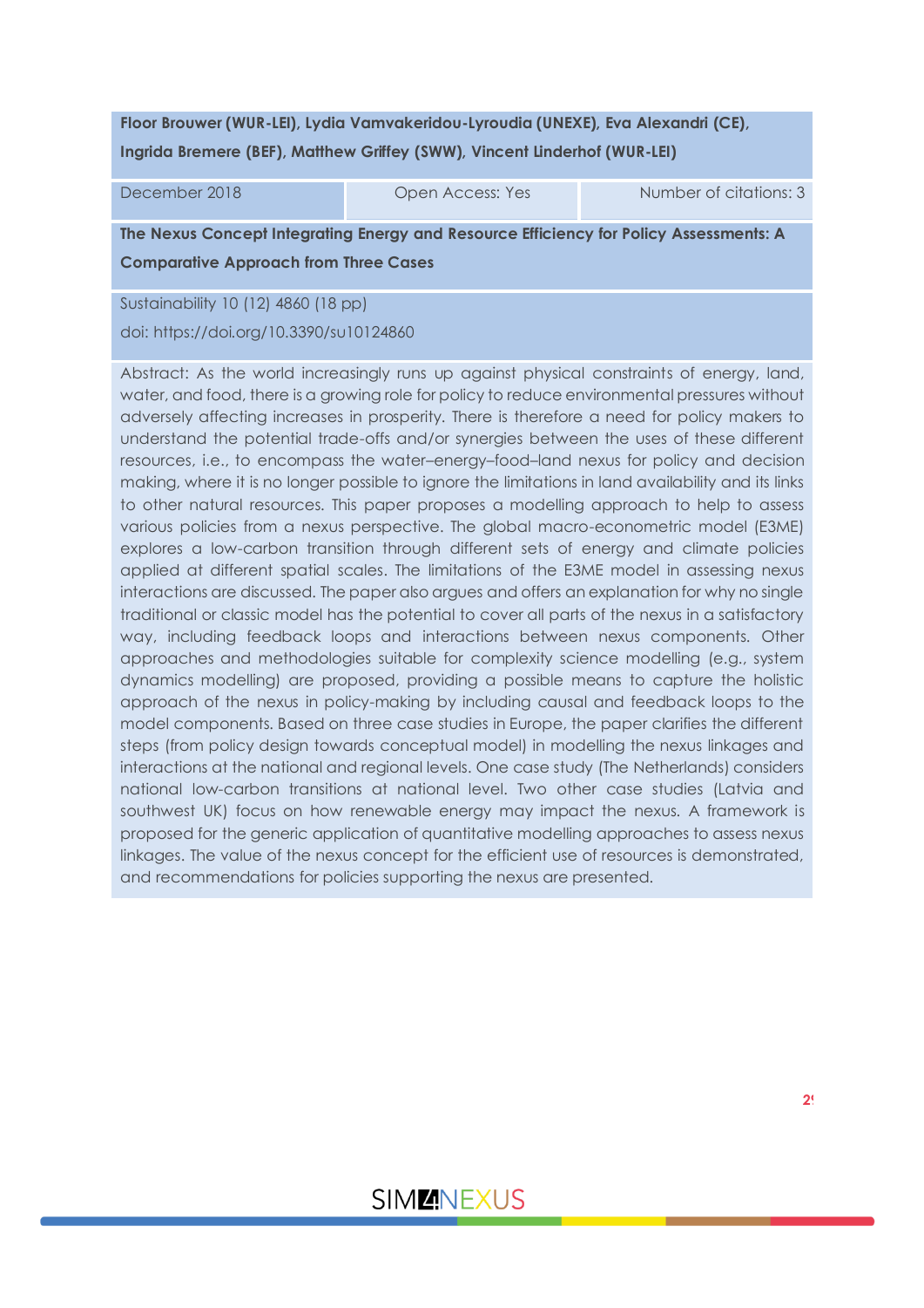**Floor Brouwer (WUR-LEI), Lydia Vamvakeridou-Lyroudia (UNEXE), Eva Alexandri (CE), Ingrida Bremere (BEF), Matthew Griffey (SWW), Vincent Linderhof (WUR-LEI)**

| | | |
|---|---|---|
| December 2018 | Open Access: Yes | Number of citations: 3 |

**The Nexus Concept Integrating Energy and Resource Efficiency for Policy Assessments: A Comparative Approach from Three Cases**

Sustainability 10 (12) 4860 (18 pp)

doi: https://doi.org/10.3390/su10124860

Abstract: As the world increasingly runs up against physical constraints of energy, land, water, and food, there is a growing role for policy to reduce environmental pressures without adversely affecting increases in prosperity. There is therefore a need for policy makers to understand the potential trade-offs and/or synergies between the uses of these different resources, i.e., to encompass the water–energy–food–land nexus for policy and decision making, where it is no longer possible to ignore the limitations in land availability and its links to other natural resources. This paper proposes a modelling approach to help to assess various policies from a nexus perspective. The global macro-econometric model (E3ME) explores a low-carbon transition through different sets of energy and climate policies applied at different spatial scales. The limitations of the E3ME model in assessing nexus interactions are discussed. The paper also argues and offers an explanation for why no single traditional or classic model has the potential to cover all parts of the nexus in a satisfactory way, including feedback loops and interactions between nexus components. Other approaches and methodologies suitable for complexity science modelling (e.g., system dynamics modelling) are proposed, providing a possible means to capture the holistic approach of the nexus in policy-making by including causal and feedback loops to the model components. Based on three case studies in Europe, the paper clarifies the different steps (from policy design towards conceptual model) in modelling the nexus linkages and interactions at the national and regional levels. One case study (The Netherlands) considers national low-carbon transitions at national level. Two other case studies (Latvia and southwest UK) focus on how renewable energy may impact the nexus. A framework is proposed for the generic application of quantitative modelling approaches to assess nexus linkages. The value of the nexus concept for the efficient use of resources is demonstrated, and recommendations for policies supporting the nexus are presented.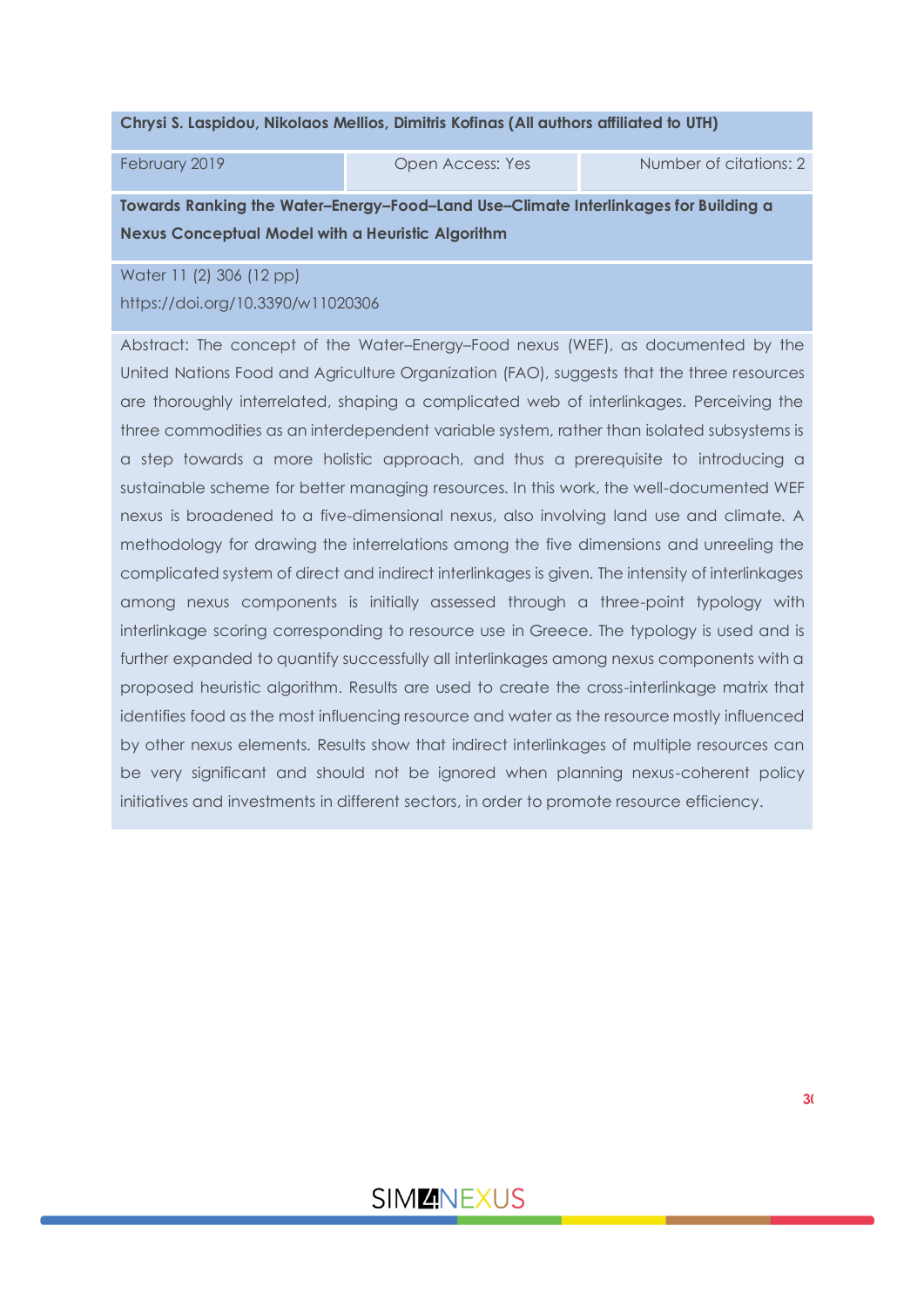**Chrysi S. Laspidou, Nikolaos Mellios, Dimitris Kofinas (All authors affiliated to UTH)**

| February 2019 | Open Access: Yes | Number of citations: 2 |
|---|---|---|

**Towards Ranking the Water–Energy–Food–Land Use–Climate Interlinkages for Building a Nexus Conceptual Model with a Heuristic Algorithm**

Water 11 (2) 306 (12 pp)
https://doi.org/10.3390/w11020306

Abstract: The concept of the Water–Energy–Food nexus (WEF), as documented by the United Nations Food and Agriculture Organization (FAO), suggests that the three resources are thoroughly interrelated, shaping a complicated web of interlinkages. Perceiving the three commodities as an interdependent variable system, rather than isolated subsystems is a step towards a more holistic approach, and thus a prerequisite to introducing a sustainable scheme for better managing resources. In this work, the well-documented WEF nexus is broadened to a five-dimensional nexus, also involving land use and climate. A methodology for drawing the interrelations among the five dimensions and unreeling the complicated system of direct and indirect interlinkages is given. The intensity of interlinkages among nexus components is initially assessed through a three-point typology with interlinkage scoring corresponding to resource use in Greece. The typology is used and is further expanded to quantify successfully all interlinkages among nexus components with a proposed heuristic algorithm. Results are used to create the cross-interlinkage matrix that identifies food as the most influencing resource and water as the resource mostly influenced by other nexus elements. Results show that indirect interlinkages of multiple resources can be very significant and should not be ignored when planning nexus-coherent policy initiatives and investments in different sectors, in order to promote resource efficiency.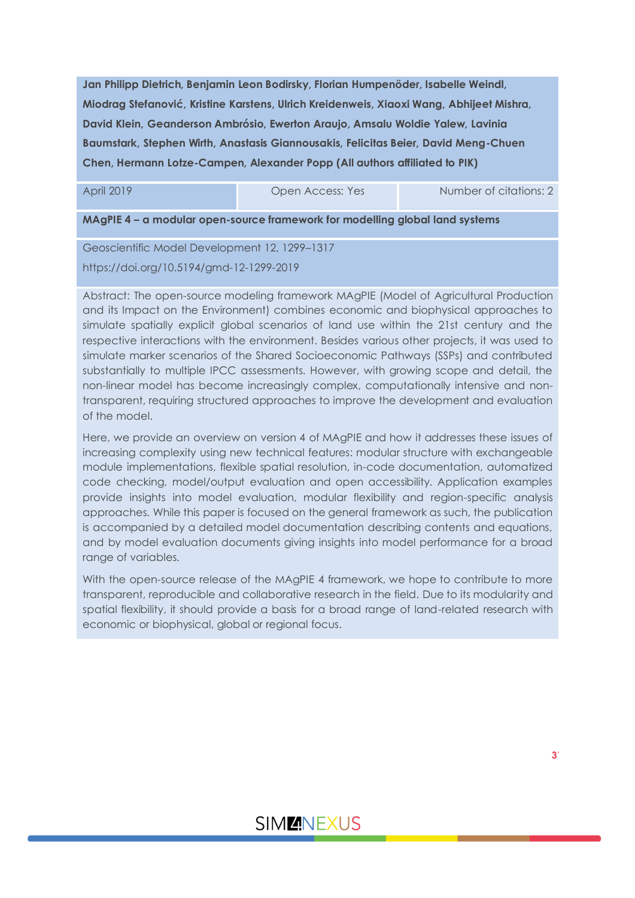**Jan Philipp Dietrich, Benjamin Leon Bodirsky, Florian Humpenöder, Isabelle Weindl, Miodrag Stefanović, Kristine Karstens, Ulrich Kreidenweis, Xiaoxi Wang, Abhijeet Mishra, David Klein, Geanderson Ambrósio, Ewerton Araujo, Amsalu Woldie Yalew, Lavinia Baumstark, Stephen Wirth, Anastasis Giannousakis, Felicitas Beier, David Meng-Chuen Chen, Hermann Lotze-Campen, Alexander Popp (All authors affiliated to PIK)**

| | | |
|---|---|---|
| April 2019 | Open Access: Yes | Number of citations: 2 |

**MAgPIE 4 – a modular open-source framework for modelling global land systems**

Geoscientific Model Development 12, 1299–1317

https://doi.org/10.5194/gmd-12-1299-2019

Abstract: The open-source modeling framework MAgPIE (Model of Agricultural Production and its Impact on the Environment) combines economic and biophysical approaches to simulate spatially explicit global scenarios of land use within the 21st century and the respective interactions with the environment. Besides various other projects, it was used to simulate marker scenarios of the Shared Socioeconomic Pathways (SSPs) and contributed substantially to multiple IPCC assessments. However, with growing scope and detail, the non-linear model has become increasingly complex, computationally intensive and non-transparent, requiring structured approaches to improve the development and evaluation of the model.

Here, we provide an overview on version 4 of MAgPIE and how it addresses these issues of increasing complexity using new technical features: modular structure with exchangeable module implementations, flexible spatial resolution, in-code documentation, automatized code checking, model/output evaluation and open accessibility. Application examples provide insights into model evaluation, modular flexibility and region-specific analysis approaches. While this paper is focused on the general framework as such, the publication is accompanied by a detailed model documentation describing contents and equations, and by model evaluation documents giving insights into model performance for a broad range of variables.

With the open-source release of the MAgPIE 4 framework, we hope to contribute to more transparent, reproducible and collaborative research in the field. Due to its modularity and spatial flexibility, it should provide a basis for a broad range of land-related research with economic or biophysical, global or regional focus.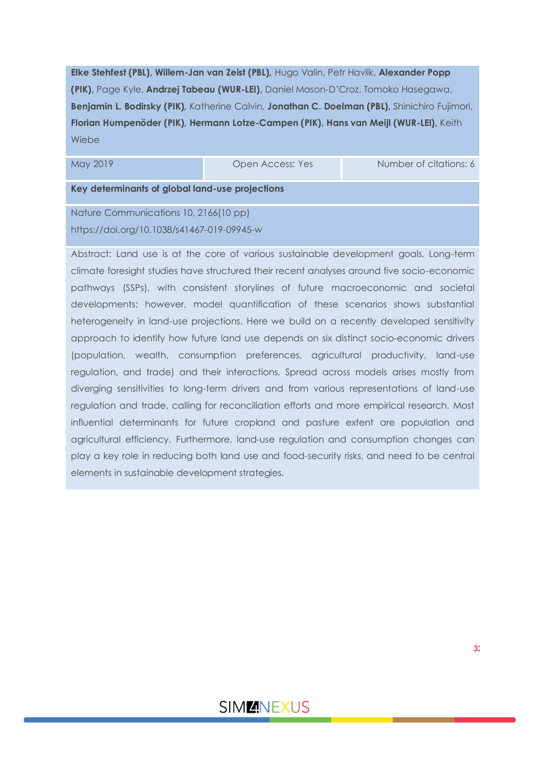**Elke Stehfest (PBL), Willem-Jan van Zeist (PBL),** Hugo Valin, Petr Havlik, **Alexander Popp (PIK),** Page Kyle, **Andrzej Tabeau (WUR-LEI),** Daniel Mason-D'Croz, Tomoko Hasegawa, **Benjamin L. Bodirsky (PIK),** Katherine Calvin, **Jonathan C. Doelman (PBL),** Shinichiro Fujimori, **Florian Humpenöder (PIK), Hermann Lotze-Campen (PIK), Hans van Meijl (WUR-LEI),** Keith Wiebe

| | | |
|---|---|---|
| May 2019 | Open Access: Yes | Number of citations: 6 |

**Key determinants of global land-use projections**

Nature Communications 10, 2166(10 pp)
https://doi.org/10.1038/s41467-019-09945-w

Abstract: Land use is at the core of various sustainable development goals. Long-term climate foresight studies have structured their recent analyses around five socio-economic pathways (SSPs), with consistent storylines of future macroeconomic and societal developments; however, model quantification of these scenarios shows substantial heterogeneity in land-use projections. Here we build on a recently developed sensitivity approach to identify how future land use depends on six distinct socio-economic drivers (population, wealth, consumption preferences, agricultural productivity, land-use regulation, and trade) and their interactions. Spread across models arises mostly from diverging sensitivities to long-term drivers and from various representations of land-use regulation and trade, calling for reconciliation efforts and more empirical research. Most influential determinants for future cropland and pasture extent are population and agricultural efficiency. Furthermore, land-use regulation and consumption changes can play a key role in reducing both land use and food-security risks, and need to be central elements in sustainable development strategies.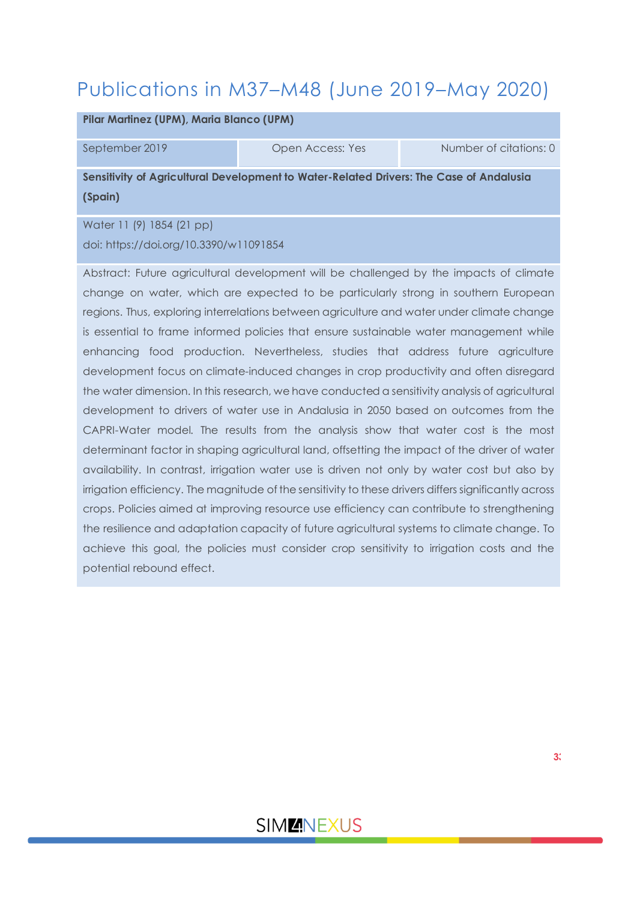# Publications in M37–M48 (June 2019–May 2020)

| | | |
|---|---|---|
| **Pilar Martinez (UPM), Maria Blanco (UPM)** | | |
| September 2019 | Open Access: Yes | Number of citations: 0 |
| **Sensitivity of Agricultural Development to Water-Related Drivers: The Case of Andalusia (Spain)** | | |
| Water 11 (9) 1854 (21 pp)<br>doi: https://doi.org/10.3390/w11091854 | | |
| Abstract: Future agricultural development will be challenged by the impacts of climate change on water, which are expected to be particularly strong in southern European regions. Thus, exploring interrelations between agriculture and water under climate change is essential to frame informed policies that ensure sustainable water management while enhancing food production. Nevertheless, studies that address future agriculture development focus on climate-induced changes in crop productivity and often disregard the water dimension. In this research, we have conducted a sensitivity analysis of agricultural development to drivers of water use in Andalusia in 2050 based on outcomes from the CAPRI-Water model. The results from the analysis show that water cost is the most determinant factor in shaping agricultural land, offsetting the impact of the driver of water availability. In contrast, irrigation water use is driven not only by water cost but also by irrigation efficiency. The magnitude of the sensitivity to these drivers differs significantly across crops. Policies aimed at improving resource use efficiency can contribute to strengthening the resilience and adaptation capacity of future agricultural systems to climate change. To achieve this goal, the policies must consider crop sensitivity to irrigation costs and the potential rebound effect. | | |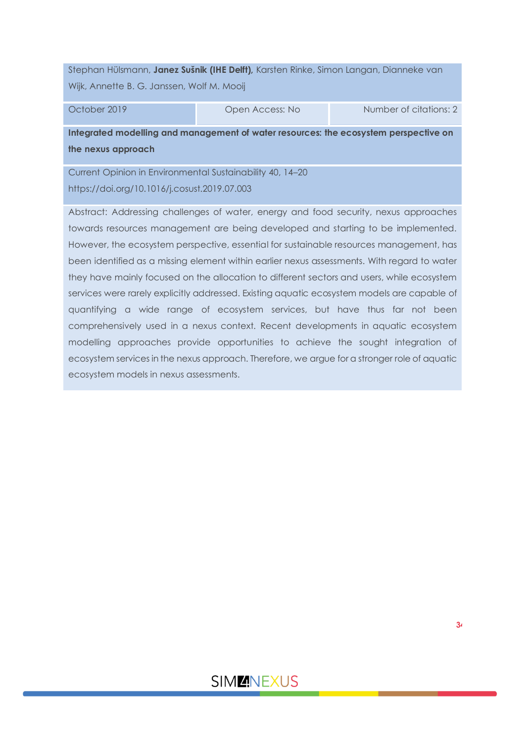| | | |
|---|---|---|
| Stephan Hülsmann, **Janez Sušnik (IHE Delft),** Karsten Rinke, Simon Langan, Dianneke van Wijk, Annette B. G. Janssen, Wolf M. Mooij | | |
| October 2019 | Open Access: No | Number of citations: 2 |
| **Integrated modelling and management of water resources: the ecosystem perspective on the nexus approach** | | |
| Current Opinion in Environmental Sustainability 40, 14–20<br>https://doi.org/10.1016/j.cosust.2019.07.003 | | |
| Abstract: Addressing challenges of water, energy and food security, nexus approaches towards resources management are being developed and starting to be implemented. However, the ecosystem perspective, essential for sustainable resources management, has been identified as a missing element within earlier nexus assessments. With regard to water they have mainly focused on the allocation to different sectors and users, while ecosystem services were rarely explicitly addressed. Existing aquatic ecosystem models are capable of quantifying a wide range of ecosystem services, but have thus far not been comprehensively used in a nexus context. Recent developments in aquatic ecosystem modelling approaches provide opportunities to achieve the sought integration of ecosystem services in the nexus approach. Therefore, we argue for a stronger role of aquatic ecosystem models in nexus assessments. | | |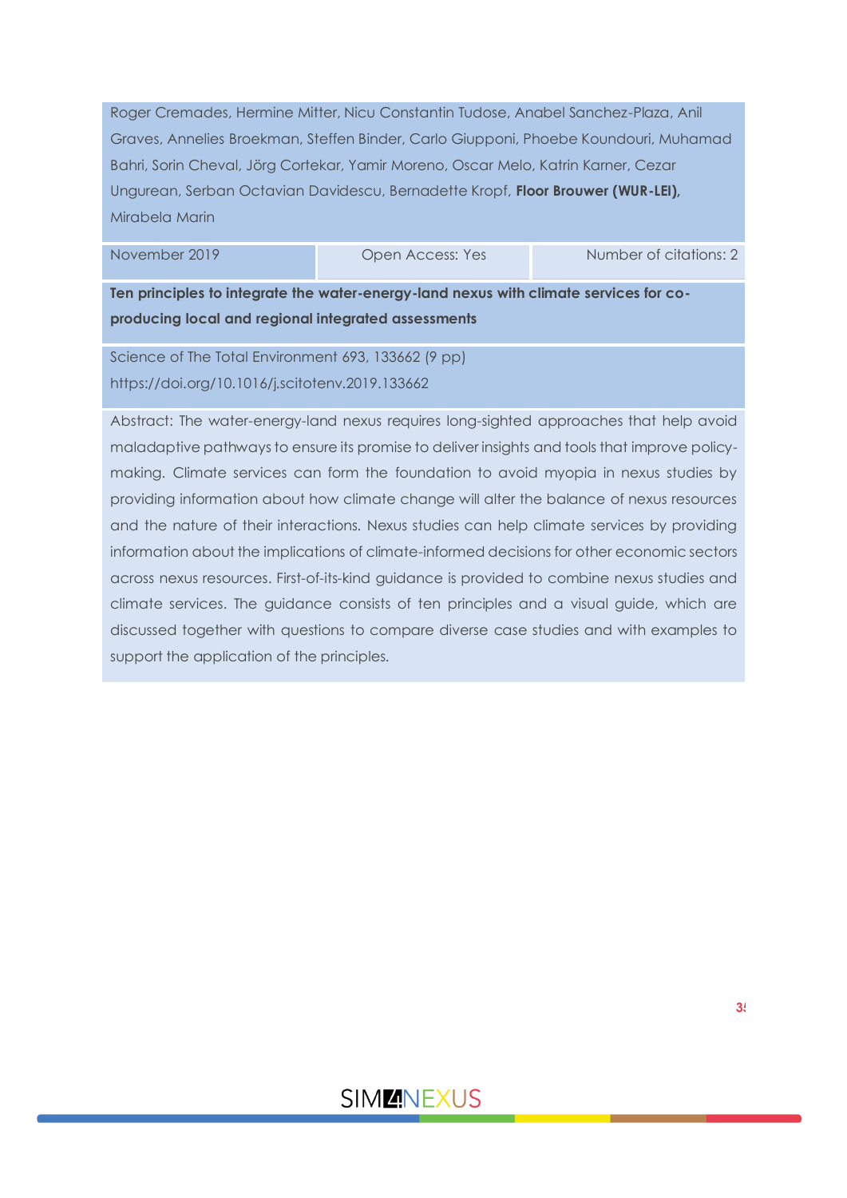Roger Cremades, Hermine Mitter, Nicu Constantin Tudose, Anabel Sanchez-Plaza, Anil Graves, Annelies Broekman, Steffen Binder, Carlo Giupponi, Phoebe Koundouri, Muhamad Bahri, Sorin Cheval, Jörg Cortekar, Yamir Moreno, Oscar Melo, Katrin Karner, Cezar Ungurean, Serban Octavian Davidescu, Bernadette Kropf, **Floor Brouwer (WUR-LEI),** Mirabela Marin

| | | |
|---|---|---|
| November 2019 | Open Access: Yes | Number of citations: 2 |

**Ten principles to integrate the water-energy-land nexus with climate services for co-producing local and regional integrated assessments**

Science of The Total Environment 693, 133662 (9 pp)
https://doi.org/10.1016/j.scitotenv.2019.133662

Abstract: The water-energy-land nexus requires long-sighted approaches that help avoid maladaptive pathways to ensure its promise to deliver insights and tools that improve policy-making. Climate services can form the foundation to avoid myopia in nexus studies by providing information about how climate change will alter the balance of nexus resources and the nature of their interactions. Nexus studies can help climate services by providing information about the implications of climate-informed decisions for other economic sectors across nexus resources. First-of-its-kind guidance is provided to combine nexus studies and climate services. The guidance consists of ten principles and a visual guide, which are discussed together with questions to compare diverse case studies and with examples to support the application of the principles.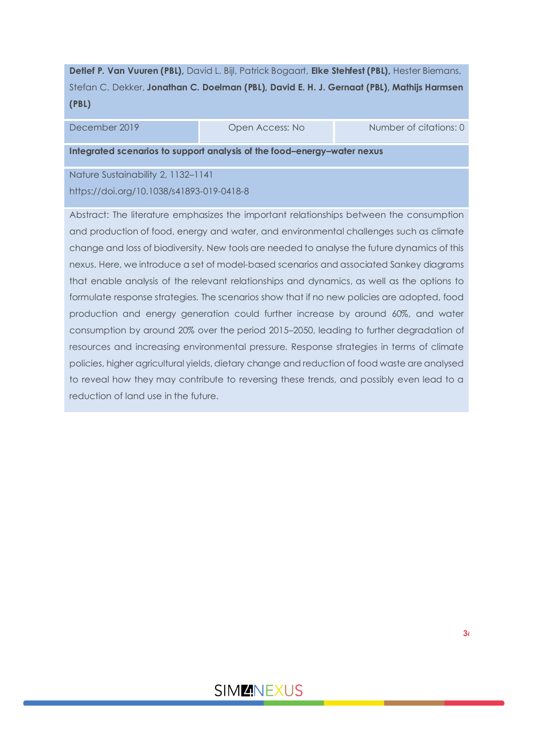**Detlef P. Van Vuuren (PBL),** David L. Bijl, Patrick Bogaart, **Elke Stehfest (PBL),** Hester Biemans, Stefan C. Dekker, **Jonathan C. Doelman (PBL), David E. H. J. Gernaat (PBL), Mathijs Harmsen (PBL)**

| | | |
|---|---|---|
| December 2019 | Open Access: No | Number of citations: 0 |

**Integrated scenarios to support analysis of the food–energy–water nexus**

Nature Sustainability 2, 1132–1141

https://doi.org/10.1038/s41893-019-0418-8

Abstract: The literature emphasizes the important relationships between the consumption and production of food, energy and water, and environmental challenges such as climate change and loss of biodiversity. New tools are needed to analyse the future dynamics of this nexus. Here, we introduce a set of model-based scenarios and associated Sankey diagrams that enable analysis of the relevant relationships and dynamics, as well as the options to formulate response strategies. The scenarios show that if no new policies are adopted, food production and energy generation could further increase by around 60%, and water consumption by around 20% over the period 2015–2050, leading to further degradation of resources and increasing environmental pressure. Response strategies in terms of climate policies, higher agricultural yields, dietary change and reduction of food waste are analysed to reveal how they may contribute to reversing these trends, and possibly even lead to a reduction of land use in the future.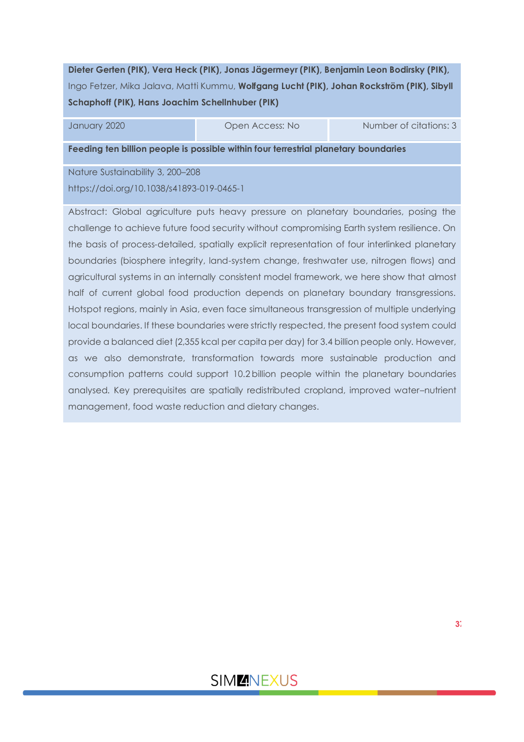**Dieter Gerten (PIK), Vera Heck (PIK), Jonas Jägermeyr (PIK), Benjamin Leon Bodirsky (PIK),** Ingo Fetzer, Mika Jalava, Matti Kummu, **Wolfgang Lucht (PIK), Johan Rockström (PIK), Sibyll Schaphoff (PIK), Hans Joachim Schellnhuber (PIK)**

| | | |
|---|---|---|
| January 2020 | Open Access: No | Number of citations: 3 |

**Feeding ten billion people is possible within four terrestrial planetary boundaries**

Nature Sustainability 3, 200–208

https://doi.org/10.1038/s41893-019-0465-1

Abstract: Global agriculture puts heavy pressure on planetary boundaries, posing the challenge to achieve future food security without compromising Earth system resilience. On the basis of process-detailed, spatially explicit representation of four interlinked planetary boundaries (biosphere integrity, land-system change, freshwater use, nitrogen flows) and agricultural systems in an internally consistent model framework, we here show that almost half of current global food production depends on planetary boundary transgressions. Hotspot regions, mainly in Asia, even face simultaneous transgression of multiple underlying local boundaries. If these boundaries were strictly respected, the present food system could provide a balanced diet (2,355 kcal per capita per day) for 3.4 billion people only. However, as we also demonstrate, transformation towards more sustainable production and consumption patterns could support 10.2 billion people within the planetary boundaries analysed. Key prerequisites are spatially redistributed cropland, improved water–nutrient management, food waste reduction and dietary changes.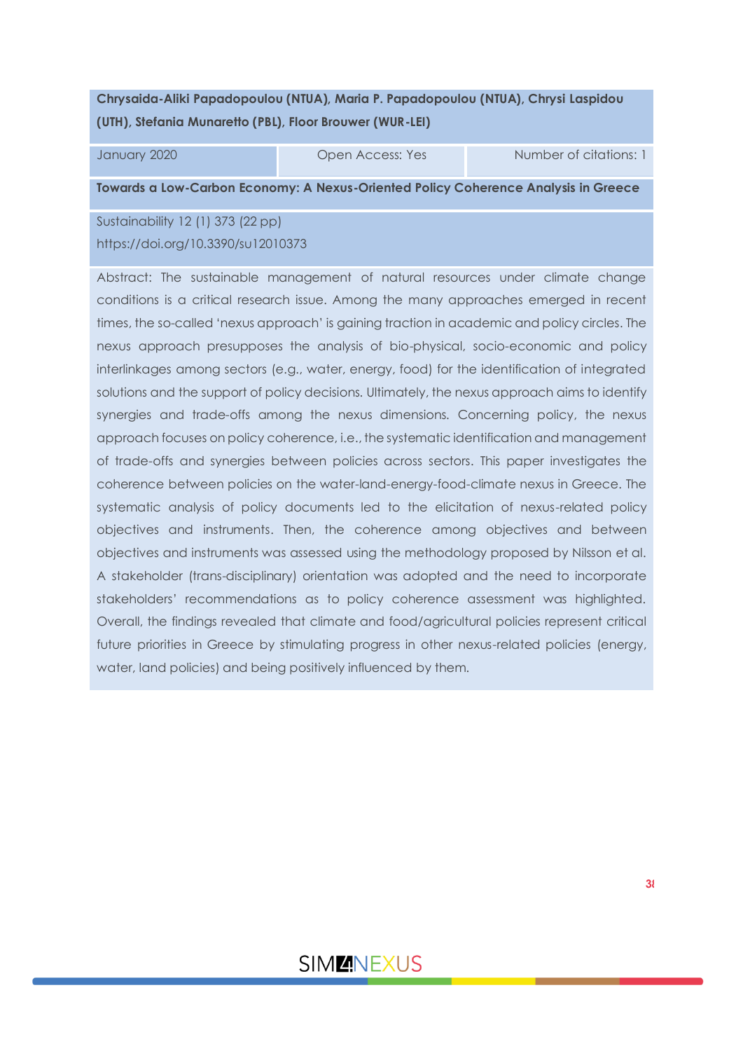**Chrysaida-Aliki Papadopoulou (NTUA), Maria P. Papadopoulou (NTUA), Chrysi Laspidou (UTH), Stefania Munaretto (PBL), Floor Brouwer (WUR-LEI)**

| | | |
|---|---|---|
| January 2020 | Open Access: Yes | Number of citations: 1 |

**Towards a Low-Carbon Economy: A Nexus-Oriented Policy Coherence Analysis in Greece**

Sustainability 12 (1) 373 (22 pp)
https://doi.org/10.3390/su12010373

Abstract: The sustainable management of natural resources under climate change conditions is a critical research issue. Among the many approaches emerged in recent times, the so-called 'nexus approach' is gaining traction in academic and policy circles. The nexus approach presupposes the analysis of bio-physical, socio-economic and policy interlinkages among sectors (e.g., water, energy, food) for the identification of integrated solutions and the support of policy decisions. Ultimately, the nexus approach aims to identify synergies and trade-offs among the nexus dimensions. Concerning policy, the nexus approach focuses on policy coherence, i.e., the systematic identification and management of trade-offs and synergies between policies across sectors. This paper investigates the coherence between policies on the water-land-energy-food-climate nexus in Greece. The systematic analysis of policy documents led to the elicitation of nexus-related policy objectives and instruments. Then, the coherence among objectives and between objectives and instruments was assessed using the methodology proposed by Nilsson et al. A stakeholder (trans-disciplinary) orientation was adopted and the need to incorporate stakeholders' recommendations as to policy coherence assessment was highlighted. Overall, the findings revealed that climate and food/agricultural policies represent critical future priorities in Greece by stimulating progress in other nexus-related policies (energy, water, land policies) and being positively influenced by them.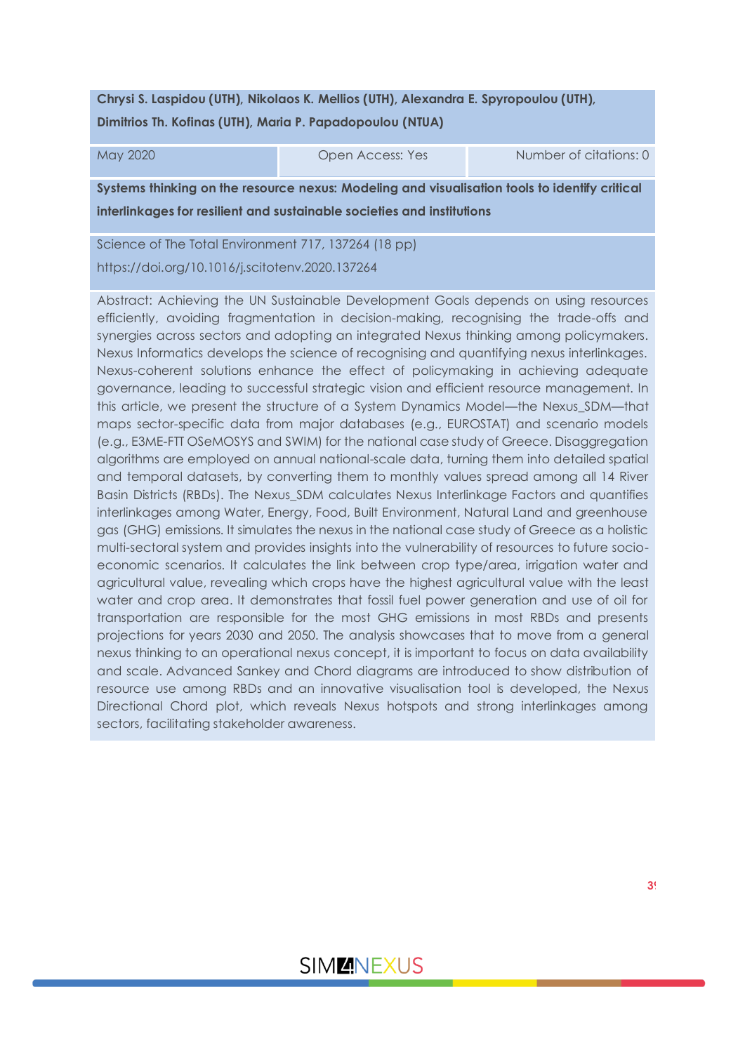**Chrysi S. Laspidou (UTH), Nikolaos K. Mellios (UTH), Alexandra E. Spyropoulou (UTH), Dimitrios Th. Kofinas (UTH), Maria P. Papadopoulou (NTUA)**

| May 2020 | Open Access: Yes | Number of citations: 0 |
| --- | --- | --- |

**Systems thinking on the resource nexus: Modeling and visualisation tools to identify critical interlinkages for resilient and sustainable societies and institutions**

Science of The Total Environment 717, 137264 (18 pp)

https://doi.org/10.1016/j.scitotenv.2020.137264

Abstract: Achieving the UN Sustainable Development Goals depends on using resources efficiently, avoiding fragmentation in decision-making, recognising the trade-offs and synergies across sectors and adopting an integrated Nexus thinking among policymakers. Nexus Informatics develops the science of recognising and quantifying nexus interlinkages. Nexus-coherent solutions enhance the effect of policymaking in achieving adequate governance, leading to successful strategic vision and efficient resource management. In this article, we present the structure of a System Dynamics Model—the Nexus_SDM—that maps sector-specific data from major databases (e.g., EUROSTAT) and scenario models (e.g., E3ME-FTT OSeMOSYS and SWIM) for the national case study of Greece. Disaggregation algorithms are employed on annual national-scale data, turning them into detailed spatial and temporal datasets, by converting them to monthly values spread among all 14 River Basin Districts (RBDs). The Nexus_SDM calculates Nexus Interlinkage Factors and quantifies interlinkages among Water, Energy, Food, Built Environment, Natural Land and greenhouse gas (GHG) emissions. It simulates the nexus in the national case study of Greece as a holistic multi-sectoral system and provides insights into the vulnerability of resources to future socio-economic scenarios. It calculates the link between crop type/area, irrigation water and agricultural value, revealing which crops have the highest agricultural value with the least water and crop area. It demonstrates that fossil fuel power generation and use of oil for transportation are responsible for the most GHG emissions in most RBDs and presents projections for years 2030 and 2050. The analysis showcases that to move from a general nexus thinking to an operational nexus concept, it is important to focus on data availability and scale. Advanced Sankey and Chord diagrams are introduced to show distribution of resource use among RBDs and an innovative visualisation tool is developed, the Nexus Directional Chord plot, which reveals Nexus hotspots and strong interlinkages among sectors, facilitating stakeholder awareness.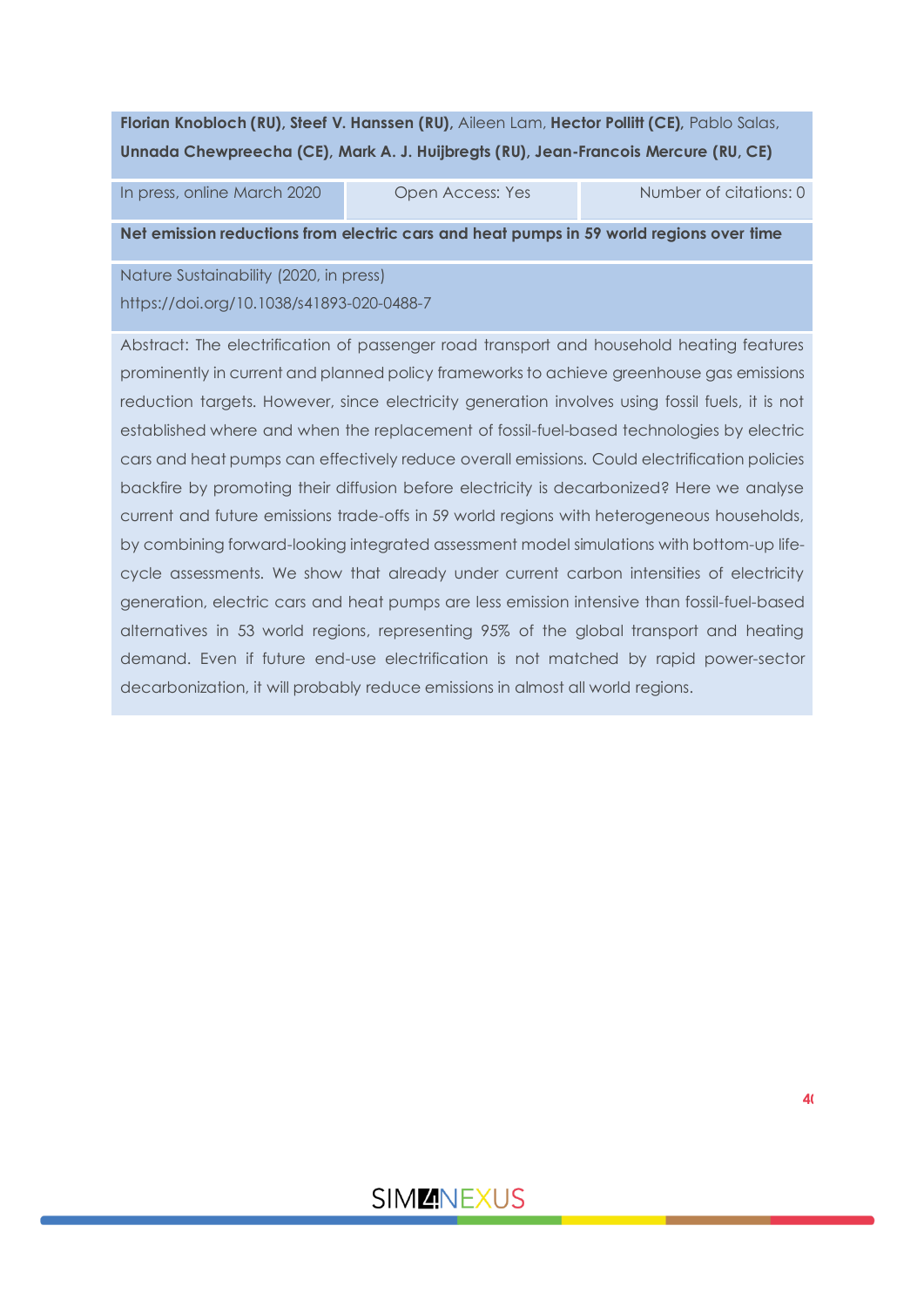**Florian Knobloch (RU), Steef V. Hanssen (RU),** Aileen Lam, **Hector Pollitt (CE),** Pablo Salas, **Unnada Chewpreecha (CE), Mark A. J. Huijbregts (RU), Jean-Francois Mercure (RU, CE)**

| | | |
|---|---|---|
| In press, online March 2020 | Open Access: Yes | Number of citations: 0 |

**Net emission reductions from electric cars and heat pumps in 59 world regions over time**

Nature Sustainability (2020, in press)
https://doi.org/10.1038/s41893-020-0488-7

Abstract: The electrification of passenger road transport and household heating features prominently in current and planned policy frameworks to achieve greenhouse gas emissions reduction targets. However, since electricity generation involves using fossil fuels, it is not established where and when the replacement of fossil-fuel-based technologies by electric cars and heat pumps can effectively reduce overall emissions. Could electrification policies backfire by promoting their diffusion before electricity is decarbonized? Here we analyse current and future emissions trade-offs in 59 world regions with heterogeneous households, by combining forward-looking integrated assessment model simulations with bottom-up life-cycle assessments. We show that already under current carbon intensities of electricity generation, electric cars and heat pumps are less emission intensive than fossil-fuel-based alternatives in 53 world regions, representing 95% of the global transport and heating demand. Even if future end-use electrification is not matched by rapid power-sector decarbonization, it will probably reduce emissions in almost all world regions.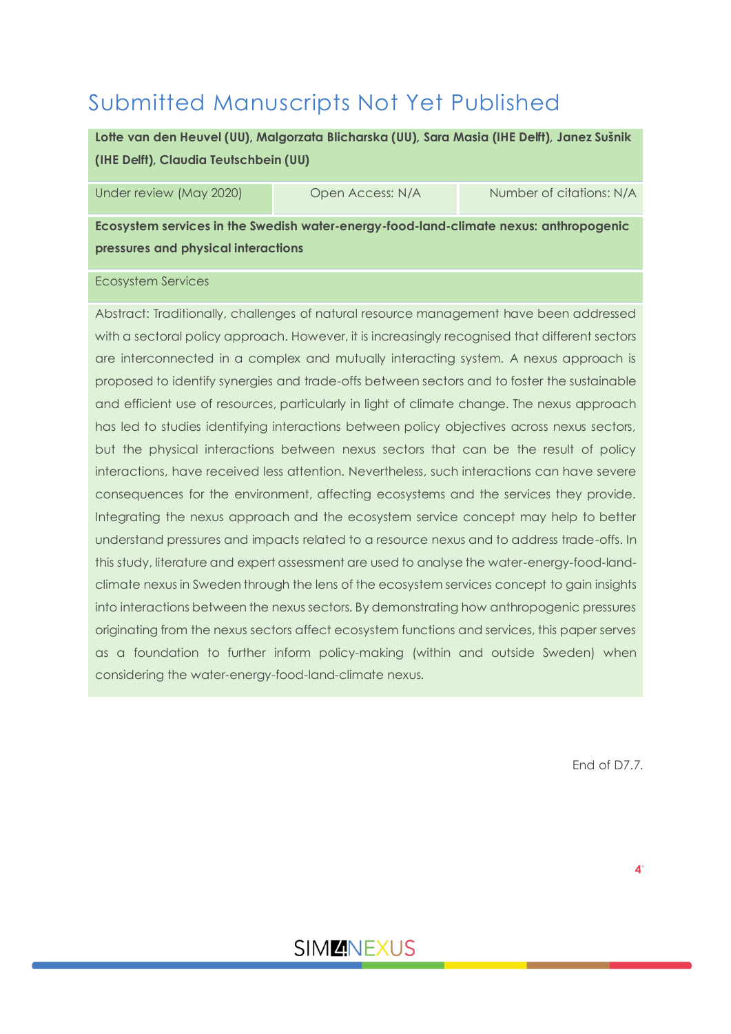# Submitted Manuscripts Not Yet Published

**Lotte van den Heuvel (UU), Malgorzata Blicharska (UU), Sara Masia (IHE Delft), Janez Sušnik (IHE Delft), Claudia Teutschbein (UU)**

| Under review (May 2020) | Open Access: N/A | Number of citations: N/A |
| --- | --- | --- |

**Ecosystem services in the Swedish water-energy-food-land-climate nexus: anthropogenic pressures and physical interactions**

Ecosystem Services

Abstract: Traditionally, challenges of natural resource management have been addressed with a sectoral policy approach. However, it is increasingly recognised that different sectors are interconnected in a complex and mutually interacting system. A nexus approach is proposed to identify synergies and trade-offs between sectors and to foster the sustainable and efficient use of resources, particularly in light of climate change. The nexus approach has led to studies identifying interactions between policy objectives across nexus sectors, but the physical interactions between nexus sectors that can be the result of policy interactions, have received less attention. Nevertheless, such interactions can have severe consequences for the environment, affecting ecosystems and the services they provide. Integrating the nexus approach and the ecosystem service concept may help to better understand pressures and impacts related to a resource nexus and to address trade-offs. In this study, literature and expert assessment are used to analyse the water-energy-food-land-climate nexus in Sweden through the lens of the ecosystem services concept to gain insights into interactions between the nexus sectors. By demonstrating how anthropogenic pressures originating from the nexus sectors affect ecosystem functions and services, this paper serves as a foundation to further inform policy-making (within and outside Sweden) when considering the water-energy-food-land-climate nexus.

End of D7.7.